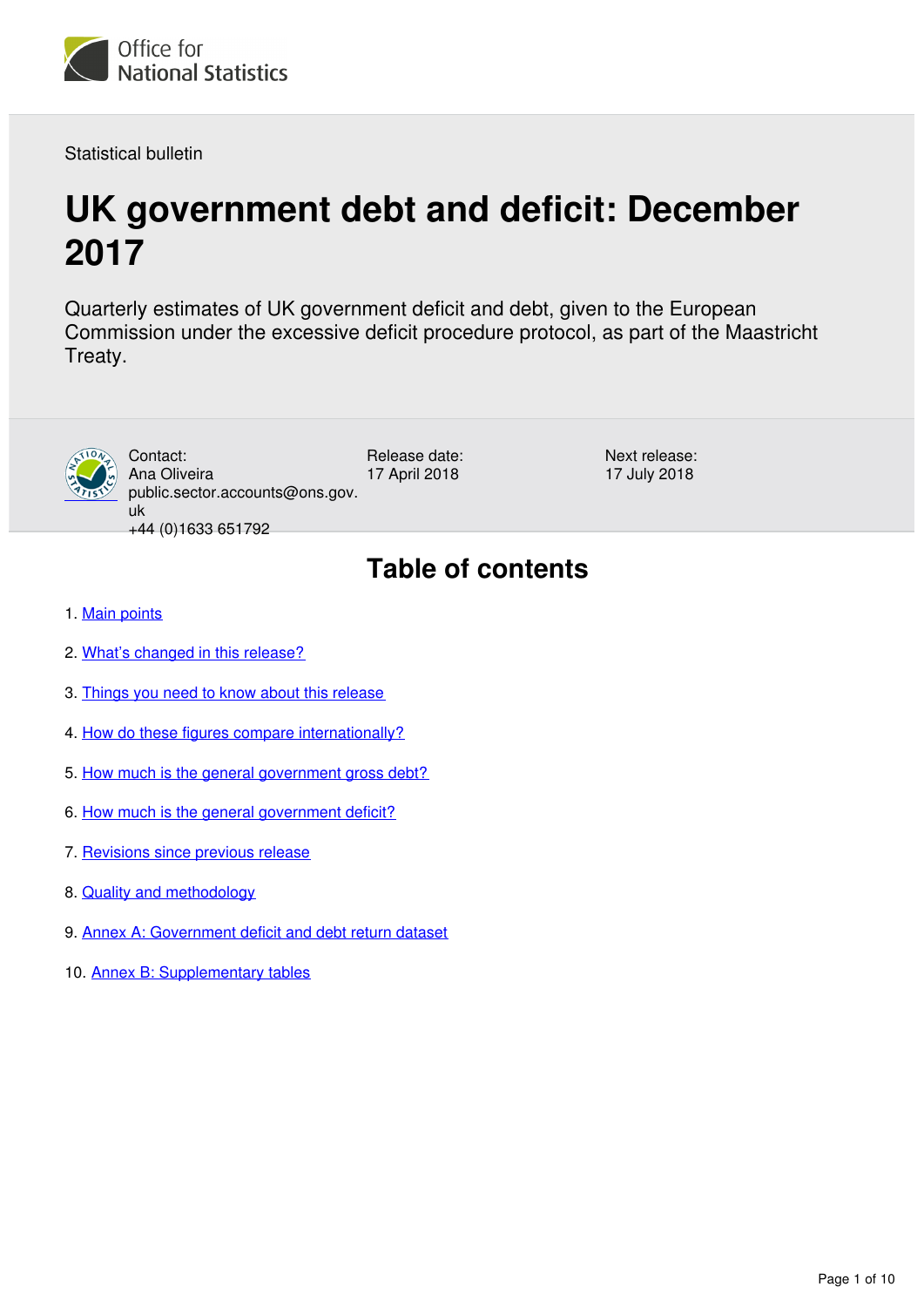Office for National Statistics

Statistical bulletin

# UK government debt and deficit: December 2017

Quarterly estimates of UK government deficit and debt, given to the European Commission under the excessive deficit procedure protocol, as part of the Maastricht Treaty.

Contact:
Ana Oliveira
public.sector.accounts@ons.gov.uk
+44 (0)1633 651792

Release date:
17 April 2018

Next release:
17 July 2018

## Table of contents

1. Main points
2. What's changed in this release?
3. Things you need to know about this release
4. How do these figures compare internationally?
5. How much is the general government gross debt?
6. How much is the general government deficit?
7. Revisions since previous release
8. Quality and methodology
9. Annex A: Government deficit and debt return dataset
10. Annex B: Supplementary tables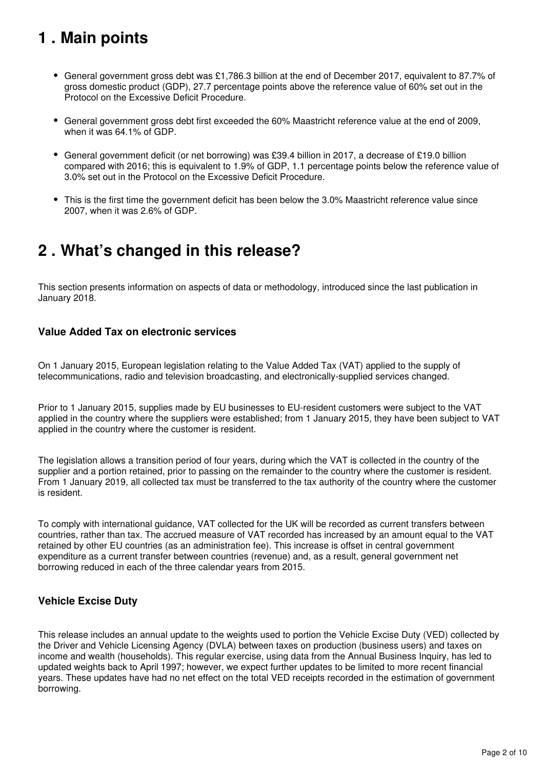## 1 . Main points

- General government gross debt was £1,786.3 billion at the end of December 2017, equivalent to 87.7% of gross domestic product (GDP), 27.7 percentage points above the reference value of 60% set out in the Protocol on the Excessive Deficit Procedure.
- General government gross debt first exceeded the 60% Maastricht reference value at the end of 2009, when it was 64.1% of GDP.
- General government deficit (or net borrowing) was £39.4 billion in 2017, a decrease of £19.0 billion compared with 2016; this is equivalent to 1.9% of GDP, 1.1 percentage points below the reference value of 3.0% set out in the Protocol on the Excessive Deficit Procedure.
- This is the first time the government deficit has been below the 3.0% Maastricht reference value since 2007, when it was 2.6% of GDP.

## 2 . What's changed in this release?

This section presents information on aspects of data or methodology, introduced since the last publication in January 2018.

### Value Added Tax on electronic services

On 1 January 2015, European legislation relating to the Value Added Tax (VAT) applied to the supply of telecommunications, radio and television broadcasting, and electronically-supplied services changed.

Prior to 1 January 2015, supplies made by EU businesses to EU-resident customers were subject to the VAT applied in the country where the suppliers were established; from 1 January 2015, they have been subject to VAT applied in the country where the customer is resident.

The legislation allows a transition period of four years, during which the VAT is collected in the country of the supplier and a portion retained, prior to passing on the remainder to the country where the customer is resident. From 1 January 2019, all collected tax must be transferred to the tax authority of the country where the customer is resident.

To comply with international guidance, VAT collected for the UK will be recorded as current transfers between countries, rather than tax. The accrued measure of VAT recorded has increased by an amount equal to the VAT retained by other EU countries (as an administration fee). This increase is offset in central government expenditure as a current transfer between countries (revenue) and, as a result, general government net borrowing reduced in each of the three calendar years from 2015.

### Vehicle Excise Duty

This release includes an annual update to the weights used to portion the Vehicle Excise Duty (VED) collected by the Driver and Vehicle Licensing Agency (DVLA) between taxes on production (business users) and taxes on income and wealth (households). This regular exercise, using data from the Annual Business Inquiry, has led to updated weights back to April 1997; however, we expect further updates to be limited to more recent financial years. These updates have had no net effect on the total VED receipts recorded in the estimation of government borrowing.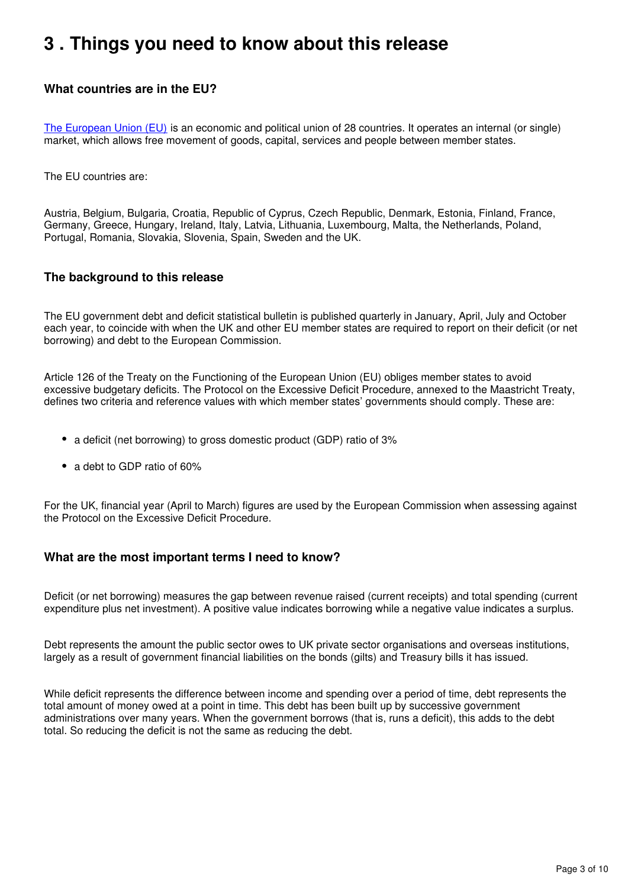# 3 . Things you need to know about this release

### What countries are in the EU?

[The European Union (EU)](#) is an economic and political union of 28 countries. It operates an internal (or single) market, which allows free movement of goods, capital, services and people between member states.

The EU countries are:

Austria, Belgium, Bulgaria, Croatia, Republic of Cyprus, Czech Republic, Denmark, Estonia, Finland, France, Germany, Greece, Hungary, Ireland, Italy, Latvia, Lithuania, Luxembourg, Malta, the Netherlands, Poland, Portugal, Romania, Slovakia, Slovenia, Spain, Sweden and the UK.

### The background to this release

The EU government debt and deficit statistical bulletin is published quarterly in January, April, July and October each year, to coincide with when the UK and other EU member states are required to report on their deficit (or net borrowing) and debt to the European Commission.

Article 126 of the Treaty on the Functioning of the European Union (EU) obliges member states to avoid excessive budgetary deficits. The Protocol on the Excessive Deficit Procedure, annexed to the Maastricht Treaty, defines two criteria and reference values with which member states' governments should comply. These are:

- a deficit (net borrowing) to gross domestic product (GDP) ratio of 3%
- a debt to GDP ratio of 60%

For the UK, financial year (April to March) figures are used by the European Commission when assessing against the Protocol on the Excessive Deficit Procedure.

### What are the most important terms I need to know?

Deficit (or net borrowing) measures the gap between revenue raised (current receipts) and total spending (current expenditure plus net investment). A positive value indicates borrowing while a negative value indicates a surplus.

Debt represents the amount the public sector owes to UK private sector organisations and overseas institutions, largely as a result of government financial liabilities on the bonds (gilts) and Treasury bills it has issued.

While deficit represents the difference between income and spending over a period of time, debt represents the total amount of money owed at a point in time. This debt has been built up by successive government administrations over many years. When the government borrows (that is, runs a deficit), this adds to the debt total. So reducing the deficit is not the same as reducing the debt.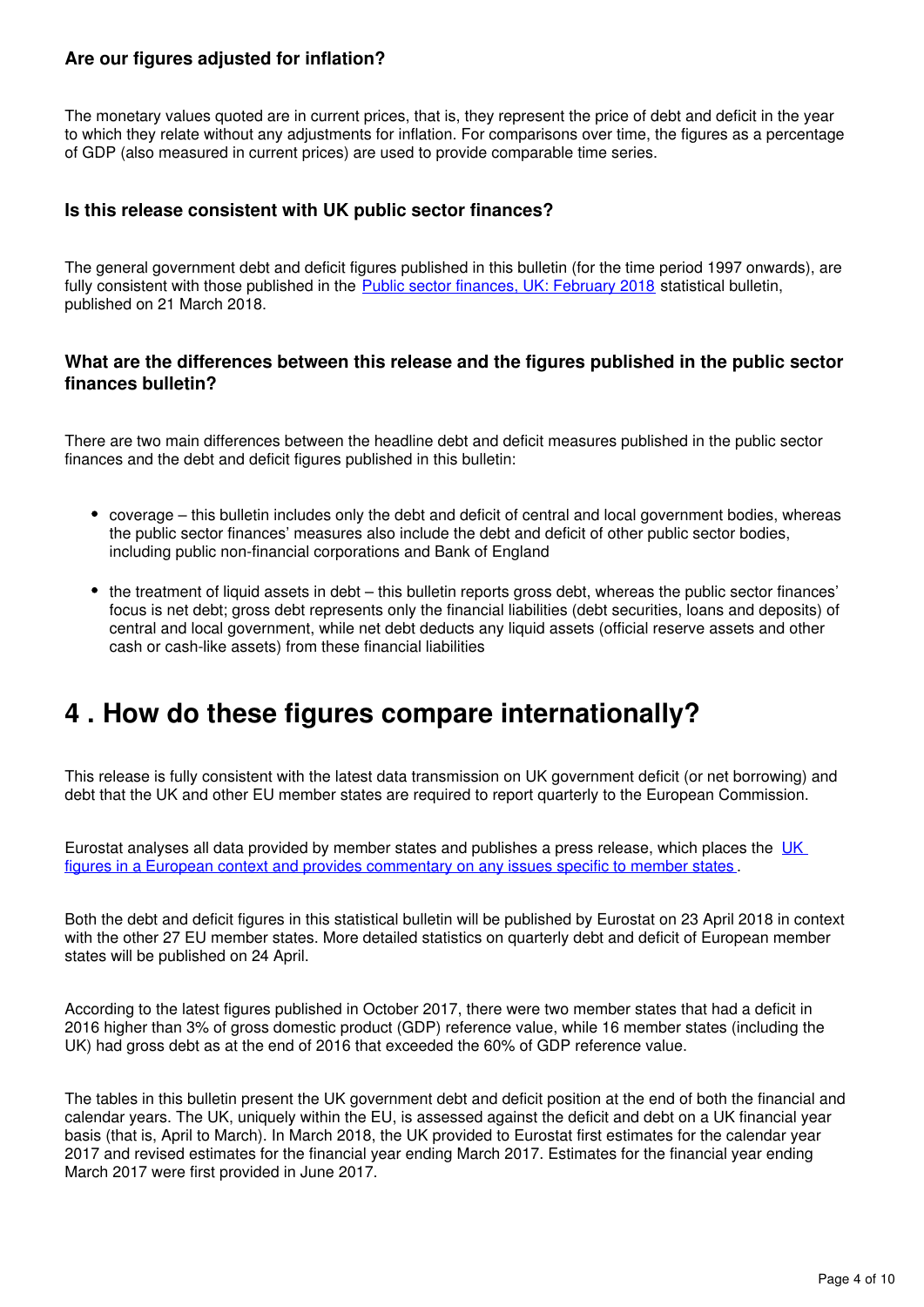### Are our figures adjusted for inflation?

The monetary values quoted are in current prices, that is, they represent the price of debt and deficit in the year to which they relate without any adjustments for inflation. For comparisons over time, the figures as a percentage of GDP (also measured in current prices) are used to provide comparable time series.

### Is this release consistent with UK public sector finances?

The general government debt and deficit figures published in this bulletin (for the time period 1997 onwards), are fully consistent with those published in the [Public sector finances, UK: February 2018](#) statistical bulletin, published on 21 March 2018.

### What are the differences between this release and the figures published in the public sector finances bulletin?

There are two main differences between the headline debt and deficit measures published in the public sector finances and the debt and deficit figures published in this bulletin:

- coverage – this bulletin includes only the debt and deficit of central and local government bodies, whereas the public sector finances' measures also include the debt and deficit of other public sector bodies, including public non-financial corporations and Bank of England
- the treatment of liquid assets in debt – this bulletin reports gross debt, whereas the public sector finances' focus is net debt; gross debt represents only the financial liabilities (debt securities, loans and deposits) of central and local government, while net debt deducts any liquid assets (official reserve assets and other cash or cash-like assets) from these financial liabilities

## 4 . How do these figures compare internationally?

This release is fully consistent with the latest data transmission on UK government deficit (or net borrowing) and debt that the UK and other EU member states are required to report quarterly to the European Commission.

Eurostat analyses all data provided by member states and publishes a press release, which places the [UK figures in a European context and provides commentary on any issues specific to member states](#).

Both the debt and deficit figures in this statistical bulletin will be published by Eurostat on 23 April 2018 in context with the other 27 EU member states. More detailed statistics on quarterly debt and deficit of European member states will be published on 24 April.

According to the latest figures published in October 2017, there were two member states that had a deficit in 2016 higher than 3% of gross domestic product (GDP) reference value, while 16 member states (including the UK) had gross debt as at the end of 2016 that exceeded the 60% of GDP reference value.

The tables in this bulletin present the UK government debt and deficit position at the end of both the financial and calendar years. The UK, uniquely within the EU, is assessed against the deficit and debt on a UK financial year basis (that is, April to March). In March 2018, the UK provided to Eurostat first estimates for the calendar year 2017 and revised estimates for the financial year ending March 2017. Estimates for the financial year ending March 2017 were first provided in June 2017.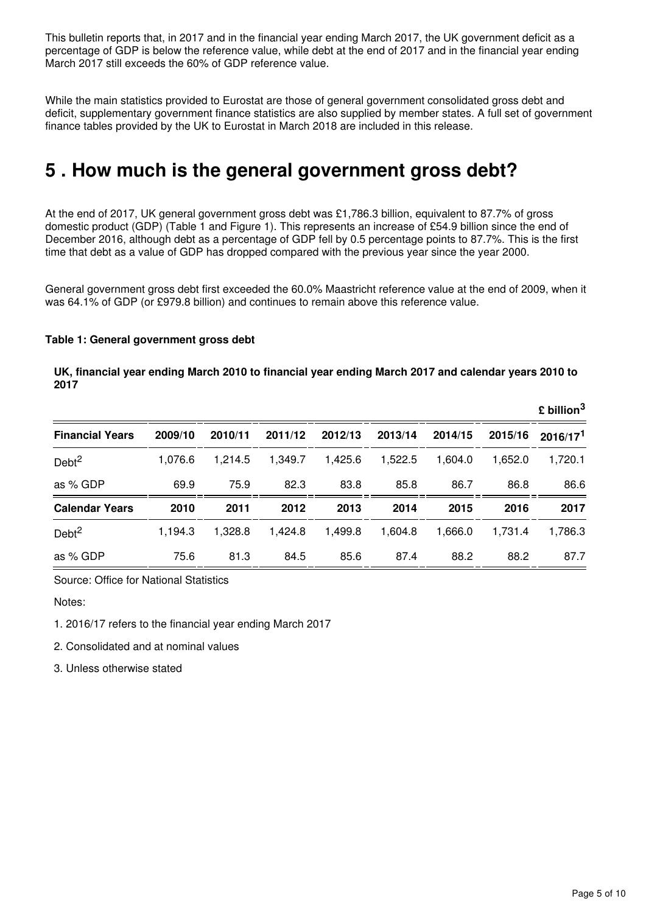This bulletin reports that, in 2017 and in the financial year ending March 2017, the UK government deficit as a percentage of GDP is below the reference value, while debt at the end of 2017 and in the financial year ending March 2017 still exceeds the 60% of GDP reference value.

While the main statistics provided to Eurostat are those of general government consolidated gross debt and deficit, supplementary government finance statistics are also supplied by member states. A full set of government finance tables provided by the UK to Eurostat in March 2018 are included in this release.

# 5 . How much is the general government gross debt?

At the end of 2017, UK general government gross debt was £1,786.3 billion, equivalent to 87.7% of gross domestic product (GDP) (Table 1 and Figure 1). This represents an increase of £54.9 billion since the end of December 2016, although debt as a percentage of GDP fell by 0.5 percentage points to 87.7%. This is the first time that debt as a value of GDP has dropped compared with the previous year since the year 2000.

General government gross debt first exceeded the 60.0% Maastricht reference value at the end of 2009, when it was 64.1% of GDP (or £979.8 billion) and continues to remain above this reference value.

**Table 1: General government gross debt**

**UK, financial year ending March 2010 to financial year ending March 2017 and calendar years 2010 to 2017**

£ billion[3]

| **Financial Years** | **2009/10** | **2010/11** | **2011/12** | **2012/13** | **2013/14** | **2014/15** | **2015/16** | **2016/17[1]** |
|---|---|---|---|---|---|---|---|---|
| Debt[2] | 1,076.6 | 1,214.5 | 1,349.7 | 1,425.6 | 1,522.5 | 1,604.0 | 1,652.0 | 1,720.1 |
| as % GDP | 69.9 | 75.9 | 82.3 | 83.8 | 85.8 | 86.7 | 86.8 | 86.6 |
| **Calendar Years** | **2010** | **2011** | **2012** | **2013** | **2014** | **2015** | **2016** | **2017** |
| Debt[2] | 1,194.3 | 1,328.8 | 1,424.8 | 1,499.8 | 1,604.8 | 1,666.0 | 1,731.4 | 1,786.3 |
| as % GDP | 75.6 | 81.3 | 84.5 | 85.6 | 87.4 | 88.2 | 88.2 | 87.7 |

Source: Office for National Statistics

Notes:

1. 2016/17 refers to the financial year ending March 2017

2. Consolidated and at nominal values

3. Unless otherwise stated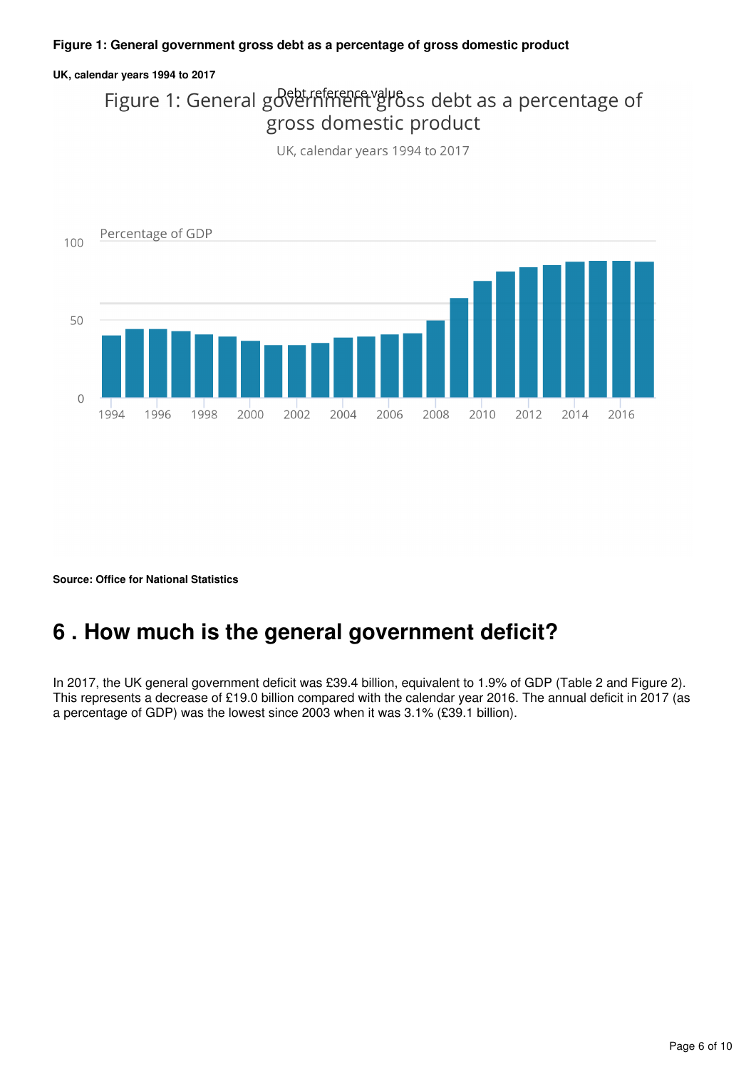**Figure 1: General government gross debt as a percentage of gross domestic product**

**UK, calendar years 1994 to 2017**

**Source: Office for National Statistics**

# 6 . How much is the general government deficit?

In 2017, the UK general government deficit was £39.4 billion, equivalent to 1.9% of GDP (Table 2 and Figure 2). This represents a decrease of £19.0 billion compared with the calendar year 2016. The annual deficit in 2017 (as a percentage of GDP) was the lowest since 2003 when it was 3.1% (£39.1 billion).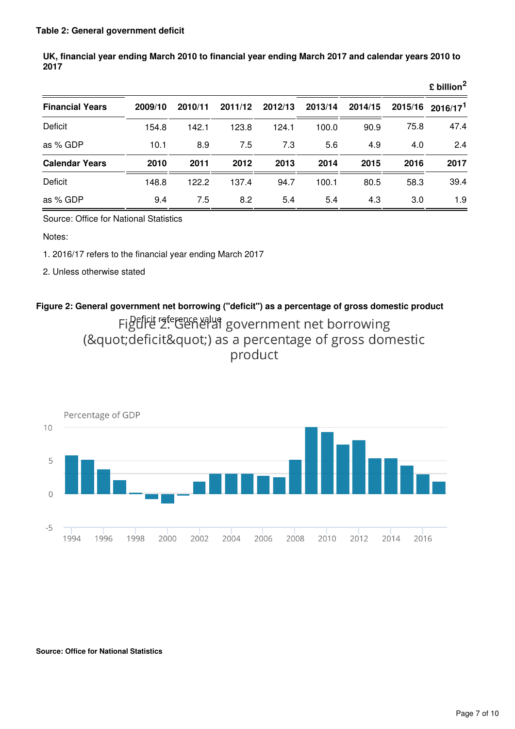**Table 2: General government deficit**

**UK, financial year ending March 2010 to financial year ending March 2017 and calendar years 2010 to 2017**

| | | | | | | | | £ billion[2] |
|---|---|---|---|---|---|---|---|---|
| **Financial Years** | **2009/10** | **2010/11** | **2011/12** | **2012/13** | **2013/14** | **2014/15** | **2015/16** | **2016/17[1]** |
| Deficit | 154.8 | 142.1 | 123.8 | 124.1 | 100.0 | 90.9 | 75.8 | 47.4 |
| as % GDP | 10.1 | 8.9 | 7.5 | 7.3 | 5.6 | 4.9 | 4.0 | 2.4 |
| **Calendar Years** | **2010** | **2011** | **2012** | **2013** | **2014** | **2015** | **2016** | **2017** |
| Deficit | 148.8 | 122.2 | 137.4 | 94.7 | 100.1 | 80.5 | 58.3 | 39.4 |
| as % GDP | 9.4 | 7.5 | 8.2 | 5.4 | 5.4 | 4.3 | 3.0 | 1.9 |

Source: Office for National Statistics

Notes:

1. 2016/17 refers to the financial year ending March 2017
2. Unless otherwise stated

**Figure 2: General government net borrowing ("deficit") as a percentage of gross domestic product**

**Source: Office for National Statistics**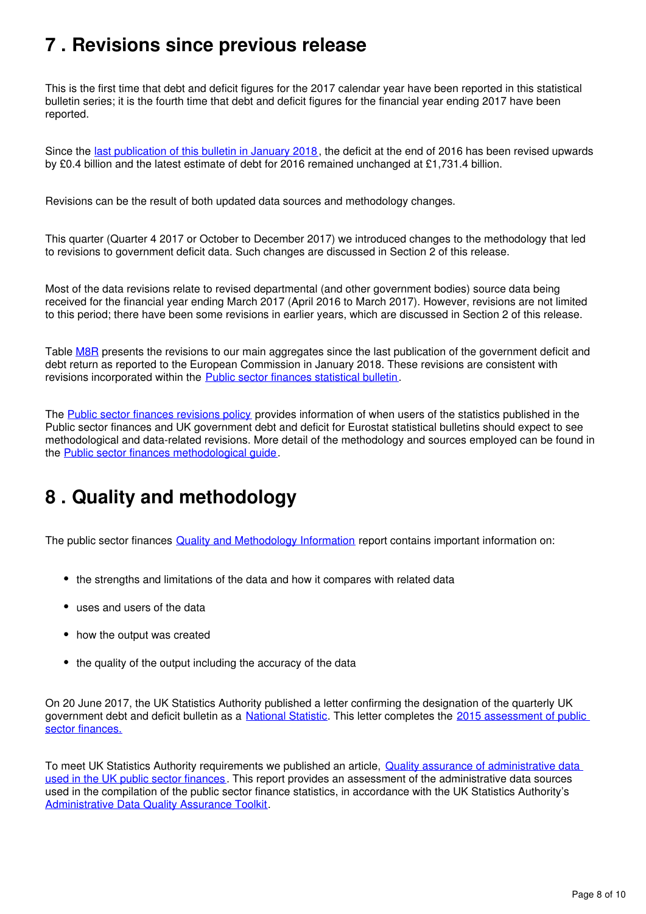## 7 . Revisions since previous release

This is the first time that debt and deficit figures for the 2017 calendar year have been reported in this statistical bulletin series; it is the fourth time that debt and deficit figures for the financial year ending 2017 have been reported.

Since the last publication of this bulletin in January 2018, the deficit at the end of 2016 has been revised upwards by £0.4 billion and the latest estimate of debt for 2016 remained unchanged at £1,731.4 billion.

Revisions can be the result of both updated data sources and methodology changes.

This quarter (Quarter 4 2017 or October to December 2017) we introduced changes to the methodology that led to revisions to government deficit data. Such changes are discussed in Section 2 of this release.

Most of the data revisions relate to revised departmental (and other government bodies) source data being received for the financial year ending March 2017 (April 2016 to March 2017). However, revisions are not limited to this period; there have been some revisions in earlier years, which are discussed in Section 2 of this release.

Table M8R presents the revisions to our main aggregates since the last publication of the government deficit and debt return as reported to the European Commission in January 2018. These revisions are consistent with revisions incorporated within the Public sector finances statistical bulletin.

The Public sector finances revisions policy provides information of when users of the statistics published in the Public sector finances and UK government debt and deficit for Eurostat statistical bulletins should expect to see methodological and data-related revisions. More detail of the methodology and sources employed can be found in the Public sector finances methodological guide.

## 8 . Quality and methodology

The public sector finances Quality and Methodology Information report contains important information on:

- the strengths and limitations of the data and how it compares with related data
- uses and users of the data
- how the output was created
- the quality of the output including the accuracy of the data

On 20 June 2017, the UK Statistics Authority published a letter confirming the designation of the quarterly UK government debt and deficit bulletin as a National Statistic. This letter completes the 2015 assessment of public sector finances.

To meet UK Statistics Authority requirements we published an article, Quality assurance of administrative data used in the UK public sector finances. This report provides an assessment of the administrative data sources used in the compilation of the public sector finance statistics, in accordance with the UK Statistics Authority's Administrative Data Quality Assurance Toolkit.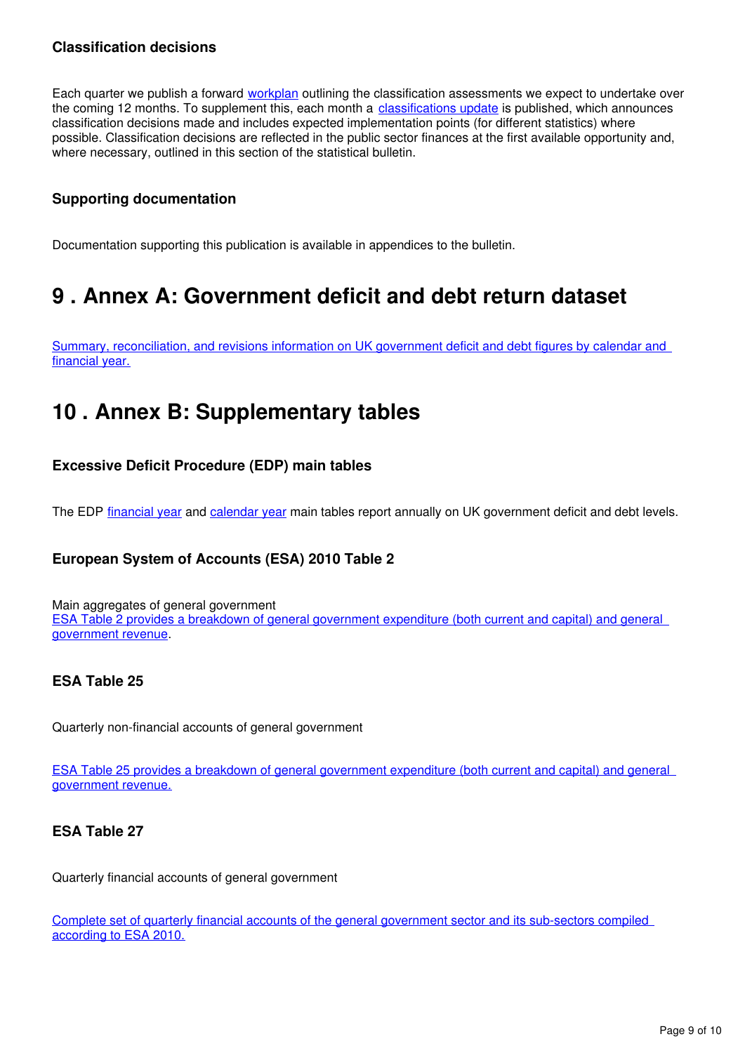### Classification decisions

Each quarter we publish a forward workplan outlining the classification assessments we expect to undertake over the coming 12 months. To supplement this, each month a classifications update is published, which announces classification decisions made and includes expected implementation points (for different statistics) where possible. Classification decisions are reflected in the public sector finances at the first available opportunity and, where necessary, outlined in this section of the statistical bulletin.

### Supporting documentation

Documentation supporting this publication is available in appendices to the bulletin.

## 9 . Annex A: Government deficit and debt return dataset

Summary, reconciliation, and revisions information on UK government deficit and debt figures by calendar and financial year.

## 10 . Annex B: Supplementary tables

### Excessive Deficit Procedure (EDP) main tables

The EDP financial year and calendar year main tables report annually on UK government deficit and debt levels.

### European System of Accounts (ESA) 2010 Table 2

Main aggregates of general government
ESA Table 2 provides a breakdown of general government expenditure (both current and capital) and general government revenue.

### ESA Table 25

Quarterly non-financial accounts of general government

ESA Table 25 provides a breakdown of general government expenditure (both current and capital) and general government revenue.

### ESA Table 27

Quarterly financial accounts of general government

Complete set of quarterly financial accounts of the general government sector and its sub-sectors compiled according to ESA 2010.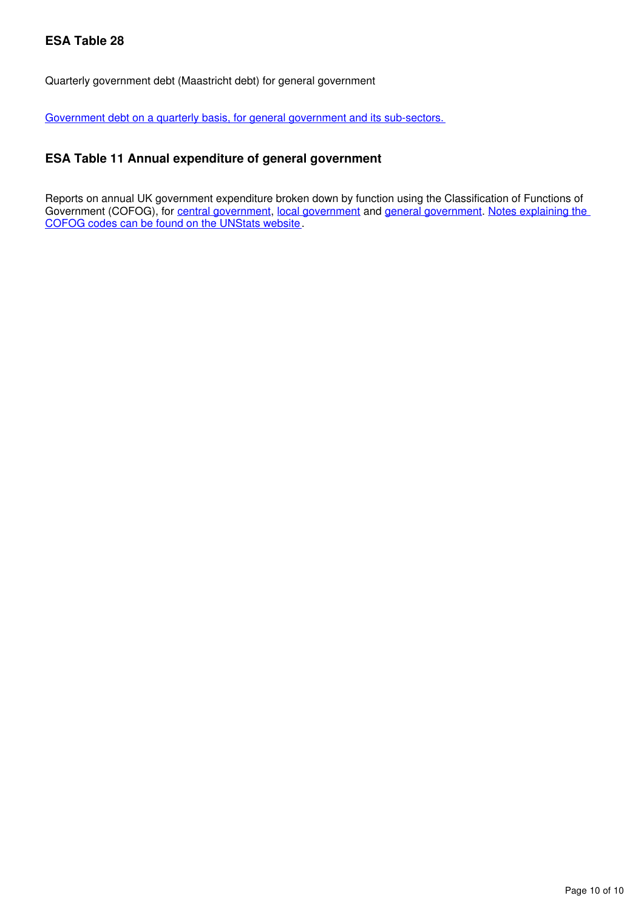### ESA Table 28

Quarterly government debt (Maastricht debt) for general government

[Government debt on a quarterly basis, for general government and its sub-sectors.](#)

### ESA Table 11 Annual expenditure of general government

Reports on annual UK government expenditure broken down by function using the Classification of Functions of Government (COFOG), for [central government](#), [local government](#) and [general government](#). [Notes explaining the COFOG codes can be found on the UNStats website](#).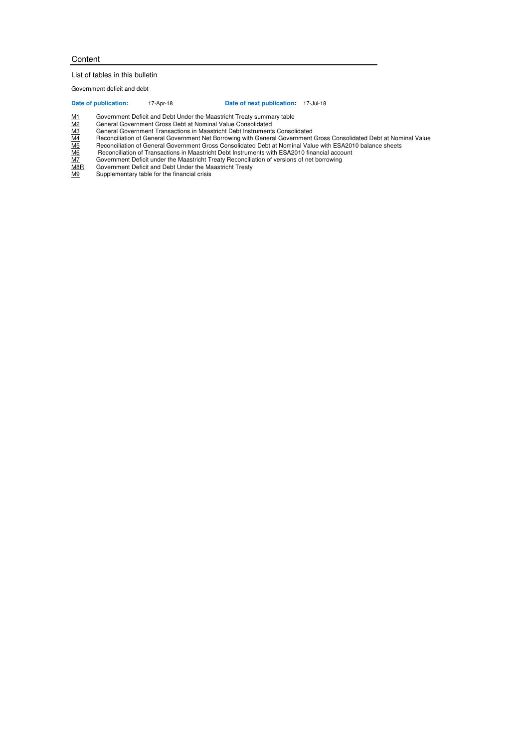# Content

## List of tables in this bulletin

Government deficit and debt

**Date of publication:** 17-Apr-18 **Date of next publication:** 17-Jul-18

| | |
|---|---|
| M1 | Government Deficit and Debt Under the Maastricht Treaty summary table |
| M2 | General Government Gross Debt at Nominal Value Consolidated |
| M3 | General Government Transactions in Maastricht Debt Instruments Consolidated |
| M4 | Reconciliation of General Government Net Borrowing with General Government Gross Consolidated Debt at Nominal Value |
| M5 | Reconciliation of General Government Gross Consolidated Debt at Nominal Value with ESA2010 balance sheets |
| M6 | Reconciliation of Transactions in Maastricht Debt Instruments with ESA2010 financial account |
| M7 | Government Deficit under the Maastricht Treaty Reconciliation of versions of net borrowing |
| M8R | Government Deficit and Debt Under the Maastricht Treaty |
| M9 | Supplementary table for the financial crisis |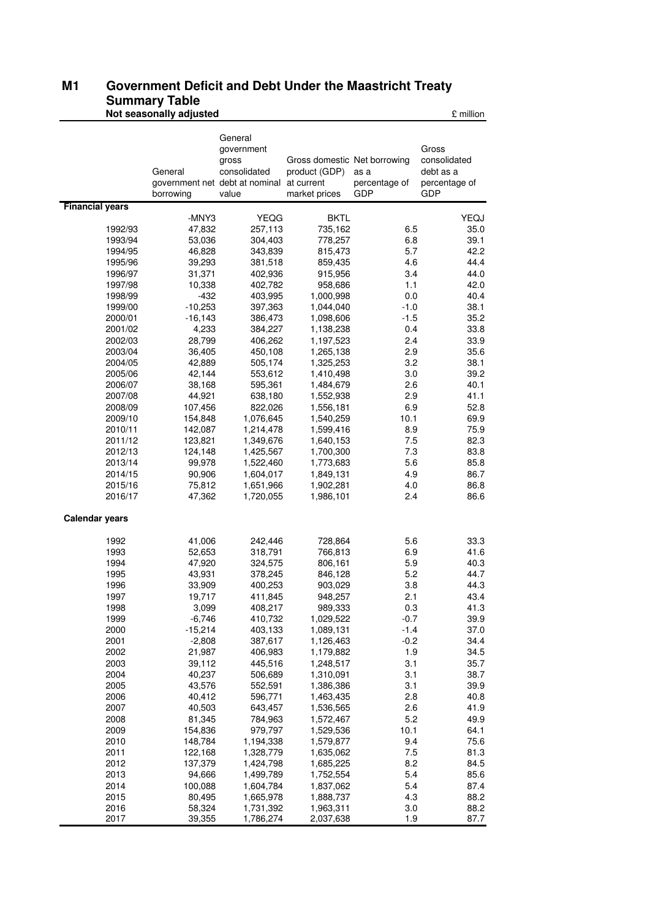# M1 Government Deficit and Debt Under the Maastricht Treaty

## Summary Table

**Not seasonally adjusted** £ million

| | General government net borrowing | General government gross consolidated debt at nominal value | Gross domestic product (GDP) at current market prices | Net borrowing as a percentage of GDP | Gross consolidated debt as a percentage of GDP |
|---|---|---|---|---|---|
| **Financial years** | | | | | |
| | -MNY3 | YEQG | BKTL | | YEQJ |
| 1992/93 | 47,832 | 257,113 | 735,162 | 6.5 | 35.0 |
| 1993/94 | 53,036 | 304,403 | 778,257 | 6.8 | 39.1 |
| 1994/95 | 46,828 | 343,839 | 815,473 | 5.7 | 42.2 |
| 1995/96 | 39,293 | 381,518 | 859,435 | 4.6 | 44.4 |
| 1996/97 | 31,371 | 402,936 | 915,956 | 3.4 | 44.0 |
| 1997/98 | 10,338 | 402,782 | 958,686 | 1.1 | 42.0 |
| 1998/99 | -432 | 403,995 | 1,000,998 | 0.0 | 40.4 |
| 1999/00 | -10,253 | 397,363 | 1,044,040 | -1.0 | 38.1 |
| 2000/01 | -16,143 | 386,473 | 1,098,606 | -1.5 | 35.2 |
| 2001/02 | 4,233 | 384,227 | 1,138,238 | 0.4 | 33.8 |
| 2002/03 | 28,799 | 406,262 | 1,197,523 | 2.4 | 33.9 |
| 2003/04 | 36,405 | 450,108 | 1,265,138 | 2.9 | 35.6 |
| 2004/05 | 42,889 | 505,174 | 1,325,253 | 3.2 | 38.1 |
| 2005/06 | 42,144 | 553,612 | 1,410,498 | 3.0 | 39.2 |
| 2006/07 | 38,168 | 595,361 | 1,484,679 | 2.6 | 40.1 |
| 2007/08 | 44,921 | 638,180 | 1,552,938 | 2.9 | 41.1 |
| 2008/09 | 107,456 | 822,026 | 1,556,181 | 6.9 | 52.8 |
| 2009/10 | 154,848 | 1,076,645 | 1,540,259 | 10.1 | 69.9 |
| 2010/11 | 142,087 | 1,214,478 | 1,599,416 | 8.9 | 75.9 |
| 2011/12 | 123,821 | 1,349,676 | 1,640,153 | 7.5 | 82.3 |
| 2012/13 | 124,148 | 1,425,567 | 1,700,300 | 7.3 | 83.8 |
| 2013/14 | 99,978 | 1,522,460 | 1,773,683 | 5.6 | 85.8 |
| 2014/15 | 90,906 | 1,604,017 | 1,849,131 | 4.9 | 86.7 |
| 2015/16 | 75,812 | 1,651,966 | 1,902,281 | 4.0 | 86.8 |
| 2016/17 | 47,362 | 1,720,055 | 1,986,101 | 2.4 | 86.6 |
| **Calendar years** | | | | | |
| 1992 | 41,006 | 242,446 | 728,864 | 5.6 | 33.3 |
| 1993 | 52,653 | 318,791 | 766,813 | 6.9 | 41.6 |
| 1994 | 47,920 | 324,575 | 806,161 | 5.9 | 40.3 |
| 1995 | 43,931 | 378,245 | 846,128 | 5.2 | 44.7 |
| 1996 | 33,909 | 400,253 | 903,029 | 3.8 | 44.3 |
| 1997 | 19,717 | 411,845 | 948,257 | 2.1 | 43.4 |
| 1998 | 3,099 | 408,217 | 989,333 | 0.3 | 41.3 |
| 1999 | -6,746 | 410,732 | 1,029,522 | -0.7 | 39.9 |
| 2000 | -15,214 | 403,133 | 1,089,131 | -1.4 | 37.0 |
| 2001 | -2,808 | 387,617 | 1,126,463 | -0.2 | 34.4 |
| 2002 | 21,987 | 406,983 | 1,179,882 | 1.9 | 34.5 |
| 2003 | 39,112 | 445,516 | 1,248,517 | 3.1 | 35.7 |
| 2004 | 40,237 | 506,689 | 1,310,091 | 3.1 | 38.7 |
| 2005 | 43,576 | 552,591 | 1,386,386 | 3.1 | 39.9 |
| 2006 | 40,412 | 596,771 | 1,463,435 | 2.8 | 40.8 |
| 2007 | 40,503 | 643,457 | 1,536,565 | 2.6 | 41.9 |
| 2008 | 81,345 | 784,963 | 1,572,467 | 5.2 | 49.9 |
| 2009 | 154,836 | 979,797 | 1,529,536 | 10.1 | 64.1 |
| 2010 | 148,784 | 1,194,338 | 1,579,877 | 9.4 | 75.6 |
| 2011 | 122,168 | 1,328,779 | 1,635,062 | 7.5 | 81.3 |
| 2012 | 137,379 | 1,424,798 | 1,685,225 | 8.2 | 84.5 |
| 2013 | 94,666 | 1,499,789 | 1,752,554 | 5.4 | 85.6 |
| 2014 | 100,088 | 1,604,784 | 1,837,062 | 5.4 | 87.4 |
| 2015 | 80,495 | 1,665,978 | 1,888,737 | 4.3 | 88.2 |
| 2016 | 58,324 | 1,731,392 | 1,963,311 | 3.0 | 88.2 |
| 2017 | 39,355 | 1,786,274 | 2,037,638 | 1.9 | 87.7 |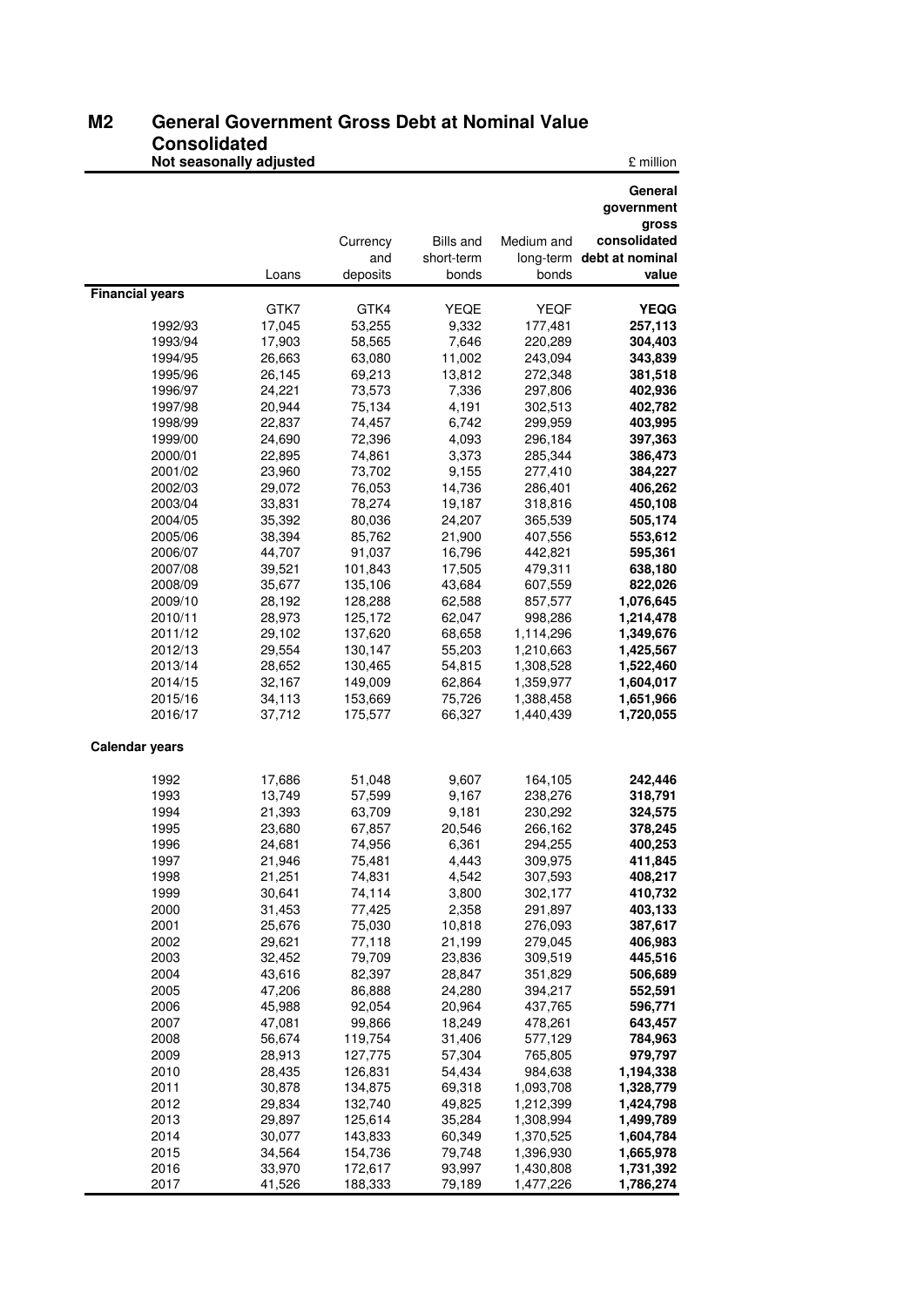## M2 General Government Gross Debt at Nominal Value Consolidated

**Not seasonally adjusted** £ million

| | Loans | Currency and deposits | Bills and short-term bonds | Medium and long-term bonds | **General government gross consolidated debt at nominal value** |
|---|---|---|---|---|---|
| **Financial years** | | | | | |
| | GTK7 | GTK4 | YEQE | YEQF | **YEQG** |
| 1992/93 | 17,045 | 53,255 | 9,332 | 177,481 | **257,113** |
| 1993/94 | 17,903 | 58,565 | 7,646 | 220,289 | **304,403** |
| 1994/95 | 26,663 | 63,080 | 11,002 | 243,094 | **343,839** |
| 1995/96 | 26,145 | 69,213 | 13,812 | 272,348 | **381,518** |
| 1996/97 | 24,221 | 73,573 | 7,336 | 297,806 | **402,936** |
| 1997/98 | 20,944 | 75,134 | 4,191 | 302,513 | **402,782** |
| 1998/99 | 22,837 | 74,457 | 6,742 | 299,959 | **403,995** |
| 1999/00 | 24,690 | 72,396 | 4,093 | 296,184 | **397,363** |
| 2000/01 | 22,895 | 74,861 | 3,373 | 285,344 | **386,473** |
| 2001/02 | 23,960 | 73,702 | 9,155 | 277,410 | **384,227** |
| 2002/03 | 29,072 | 76,053 | 14,736 | 286,401 | **406,262** |
| 2003/04 | 33,831 | 78,274 | 19,187 | 318,816 | **450,108** |
| 2004/05 | 35,392 | 80,036 | 24,207 | 365,539 | **505,174** |
| 2005/06 | 38,394 | 85,762 | 21,900 | 407,556 | **553,612** |
| 2006/07 | 44,707 | 91,037 | 16,796 | 442,821 | **595,361** |
| 2007/08 | 39,521 | 101,843 | 17,505 | 479,311 | **638,180** |
| 2008/09 | 35,677 | 135,106 | 43,684 | 607,559 | **822,026** |
| 2009/10 | 28,192 | 128,288 | 62,588 | 857,577 | **1,076,645** |
| 2010/11 | 28,973 | 125,172 | 62,047 | 998,286 | **1,214,478** |
| 2011/12 | 29,102 | 137,620 | 68,658 | 1,114,296 | **1,349,676** |
| 2012/13 | 29,554 | 130,147 | 55,203 | 1,210,663 | **1,425,567** |
| 2013/14 | 28,652 | 130,465 | 54,815 | 1,308,528 | **1,522,460** |
| 2014/15 | 32,167 | 149,009 | 62,864 | 1,359,977 | **1,604,017** |
| 2015/16 | 34,113 | 153,669 | 75,726 | 1,388,458 | **1,651,966** |
| 2016/17 | 37,712 | 175,577 | 66,327 | 1,440,439 | **1,720,055** |
| **Calendar years** | | | | | |
| 1992 | 17,686 | 51,048 | 9,607 | 164,105 | **242,446** |
| 1993 | 13,749 | 57,599 | 9,167 | 238,276 | **318,791** |
| 1994 | 21,393 | 63,709 | 9,181 | 230,292 | **324,575** |
| 1995 | 23,680 | 67,857 | 20,546 | 266,162 | **378,245** |
| 1996 | 24,681 | 74,956 | 6,361 | 294,255 | **400,253** |
| 1997 | 21,946 | 75,481 | 4,443 | 309,975 | **411,845** |
| 1998 | 21,251 | 74,831 | 4,542 | 307,593 | **408,217** |
| 1999 | 30,641 | 74,114 | 3,800 | 302,177 | **410,732** |
| 2000 | 31,453 | 77,425 | 2,358 | 291,897 | **403,133** |
| 2001 | 25,676 | 75,030 | 10,818 | 276,093 | **387,617** |
| 2002 | 29,621 | 77,118 | 21,199 | 279,045 | **406,983** |
| 2003 | 32,452 | 79,709 | 23,836 | 309,519 | **445,516** |
| 2004 | 43,616 | 82,397 | 28,847 | 351,829 | **506,689** |
| 2005 | 47,206 | 86,888 | 24,280 | 394,217 | **552,591** |
| 2006 | 45,988 | 92,054 | 20,964 | 437,765 | **596,771** |
| 2007 | 47,081 | 99,866 | 18,249 | 478,261 | **643,457** |
| 2008 | 56,674 | 119,754 | 31,406 | 577,129 | **784,963** |
| 2009 | 28,913 | 127,775 | 57,304 | 765,805 | **979,797** |
| 2010 | 28,435 | 126,831 | 54,434 | 984,638 | **1,194,338** |
| 2011 | 30,878 | 134,875 | 69,318 | 1,093,708 | **1,328,779** |
| 2012 | 29,834 | 132,740 | 49,825 | 1,212,399 | **1,424,798** |
| 2013 | 29,897 | 125,614 | 35,284 | 1,308,994 | **1,499,789** |
| 2014 | 30,077 | 143,833 | 60,349 | 1,370,525 | **1,604,784** |
| 2015 | 34,564 | 154,736 | 79,748 | 1,396,930 | **1,665,978** |
| 2016 | 33,970 | 172,617 | 93,997 | 1,430,808 | **1,731,392** |
| 2017 | 41,526 | 188,333 | 79,189 | 1,477,226 | **1,786,274** |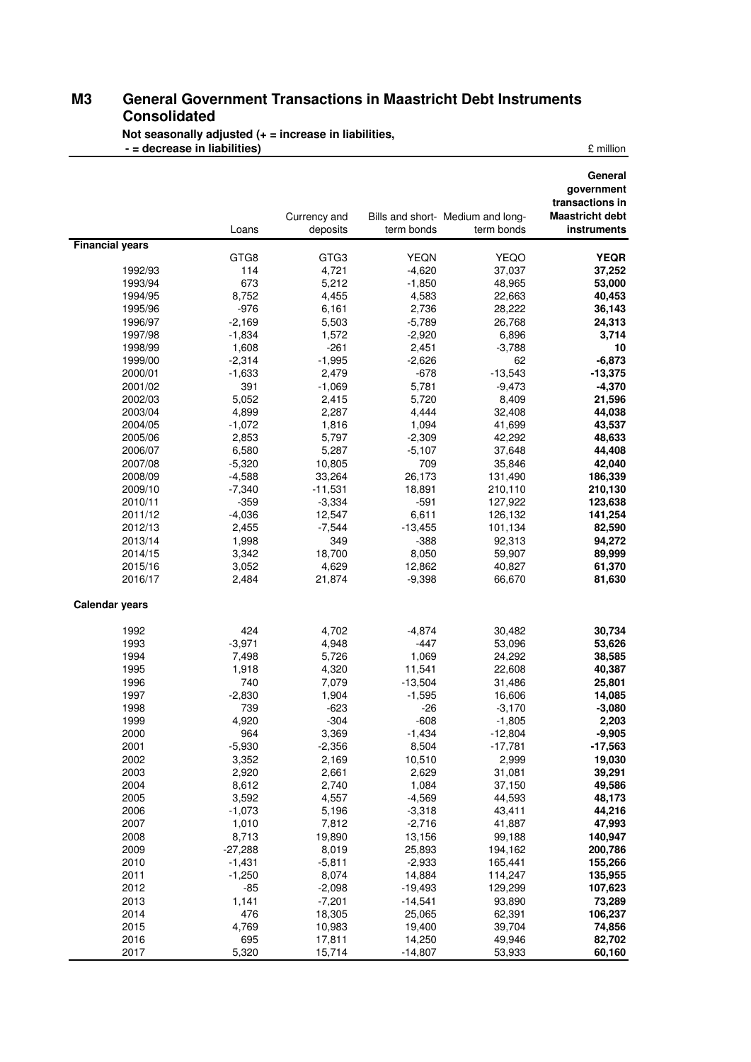## M3 General Government Transactions in Maastricht Debt Instruments Consolidated

**Not seasonally adjusted (+ = increase in liabilities, - = decrease in liabilities)**

£ million

| | Loans | Currency and deposits | Bills and short-term bonds | Medium and long-term bonds | **General government transactions in Maastricht debt instruments** |
|---|---|---|---|---|---|
| **Financial years** | | | | | |
| | GTG8 | GTG3 | YEQN | YEQO | **YEQR** |
| 1992/93 | 114 | 4,721 | -4,620 | 37,037 | **37,252** |
| 1993/94 | 673 | 5,212 | -1,850 | 48,965 | **53,000** |
| 1994/95 | 8,752 | 4,455 | 4,583 | 22,663 | **40,453** |
| 1995/96 | -976 | 6,161 | 2,736 | 28,222 | **36,143** |
| 1996/97 | -2,169 | 5,503 | -5,789 | 26,768 | **24,313** |
| 1997/98 | -1,834 | 1,572 | -2,920 | 6,896 | **3,714** |
| 1998/99 | 1,608 | -261 | 2,451 | -3,788 | **10** |
| 1999/00 | -2,314 | -1,995 | -2,626 | 62 | **-6,873** |
| 2000/01 | -1,633 | 2,479 | -678 | -13,543 | **-13,375** |
| 2001/02 | 391 | -1,069 | 5,781 | -9,473 | **-4,370** |
| 2002/03 | 5,052 | 2,415 | 5,720 | 8,409 | **21,596** |
| 2003/04 | 4,899 | 2,287 | 4,444 | 32,408 | **44,038** |
| 2004/05 | -1,072 | 1,816 | 1,094 | 41,699 | **43,537** |
| 2005/06 | 2,853 | 5,797 | -2,309 | 42,292 | **48,633** |
| 2006/07 | 6,580 | 5,287 | -5,107 | 37,648 | **44,408** |
| 2007/08 | -5,320 | 10,805 | 709 | 35,846 | **42,040** |
| 2008/09 | -4,588 | 33,264 | 26,173 | 131,490 | **186,339** |
| 2009/10 | -7,340 | -11,531 | 18,891 | 210,110 | **210,130** |
| 2010/11 | -359 | -3,334 | -591 | 127,922 | **123,638** |
| 2011/12 | -4,036 | 12,547 | 6,611 | 126,132 | **141,254** |
| 2012/13 | 2,455 | -7,544 | -13,455 | 101,134 | **82,590** |
| 2013/14 | 1,998 | 349 | -388 | 92,313 | **94,272** |
| 2014/15 | 3,342 | 18,700 | 8,050 | 59,907 | **89,999** |
| 2015/16 | 3,052 | 4,629 | 12,862 | 40,827 | **61,370** |
| 2016/17 | 2,484 | 21,874 | -9,398 | 66,670 | **81,630** |
| **Calendar years** | | | | | |
| 1992 | 424 | 4,702 | -4,874 | 30,482 | **30,734** |
| 1993 | -3,971 | 4,948 | -447 | 53,096 | **53,626** |
| 1994 | 7,498 | 5,726 | 1,069 | 24,292 | **38,585** |
| 1995 | 1,918 | 4,320 | 11,541 | 22,608 | **40,387** |
| 1996 | 740 | 7,079 | -13,504 | 31,486 | **25,801** |
| 1997 | -2,830 | 1,904 | -1,595 | 16,606 | **14,085** |
| 1998 | 739 | -623 | -26 | -3,170 | **-3,080** |
| 1999 | 4,920 | -304 | -608 | -1,805 | **2,203** |
| 2000 | 964 | 3,369 | -1,434 | -12,804 | **-9,905** |
| 2001 | -5,930 | -2,356 | 8,504 | -17,781 | **-17,563** |
| 2002 | 3,352 | 2,169 | 10,510 | 2,999 | **19,030** |
| 2003 | 2,920 | 2,661 | 2,629 | 31,081 | **39,291** |
| 2004 | 8,612 | 2,740 | 1,084 | 37,150 | **49,586** |
| 2005 | 3,592 | 4,557 | -4,569 | 44,593 | **48,173** |
| 2006 | -1,073 | 5,196 | -3,318 | 43,411 | **44,216** |
| 2007 | 1,010 | 7,812 | -2,716 | 41,887 | **47,993** |
| 2008 | 8,713 | 19,890 | 13,156 | 99,188 | **140,947** |
| 2009 | -27,288 | 8,019 | 25,893 | 194,162 | **200,786** |
| 2010 | -1,431 | -5,811 | -2,933 | 165,441 | **155,266** |
| 2011 | -1,250 | 8,074 | 14,884 | 114,247 | **135,955** |
| 2012 | -85 | -2,098 | -19,493 | 129,299 | **107,623** |
| 2013 | 1,141 | -7,201 | -14,541 | 93,890 | **73,289** |
| 2014 | 476 | 18,305 | 25,065 | 62,391 | **106,237** |
| 2015 | 4,769 | 10,983 | 19,400 | 39,704 | **74,856** |
| 2016 | 695 | 17,811 | 14,250 | 49,946 | **82,702** |
| 2017 | 5,320 | 15,714 | -14,807 | 53,933 | **60,160** |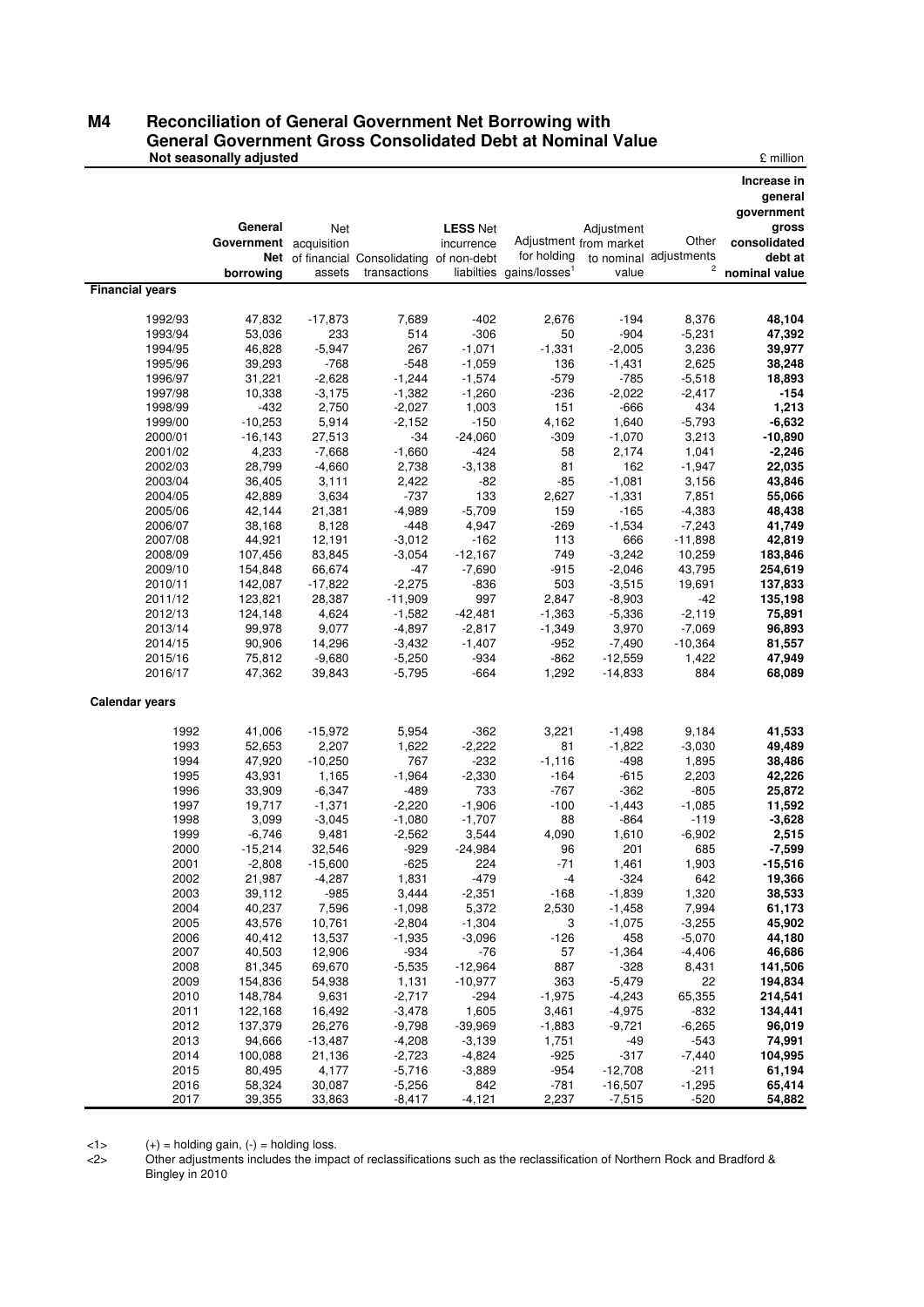## M4 Reconciliation of General Government Net Borrowing with General Government Gross Consolidated Debt at Nominal Value

**Not seasonally adjusted** £ million

| | General Government Net borrowing | Net acquisition of financial assets | Consolidating transactions | LESS Net incurrence of non-debt liabilties | Adjustment for holding gains/losses[1] | Adjustment from market to nominal value | Other adjustments[2] | Increase in general government gross consolidated debt at nominal value |
|---|---|---|---|---|---|---|---|---|
| **Financial years** | | | | | | | | |
| 1992/93 | 47,832 | -17,873 | 7,689 | -402 | 2,676 | -194 | 8,376 | **48,104** |
| 1993/94 | 53,036 | 233 | 514 | -306 | 50 | -904 | -5,231 | **47,392** |
| 1994/95 | 46,828 | -5,947 | 267 | -1,071 | -1,331 | -2,005 | 3,236 | **39,977** |
| 1995/96 | 39,293 | -768 | -548 | -1,059 | 136 | -1,431 | 2,625 | **38,248** |
| 1996/97 | 31,221 | -2,628 | -1,244 | -1,574 | -579 | -785 | -5,518 | **18,893** |
| 1997/98 | 10,338 | -3,175 | -1,382 | -1,260 | -236 | -2,022 | -2,417 | **-154** |
| 1998/99 | -432 | 2,750 | -2,027 | 1,003 | 151 | -666 | 434 | **1,213** |
| 1999/00 | -10,253 | 5,914 | -2,152 | -150 | 4,162 | 1,640 | -5,793 | **-6,632** |
| 2000/01 | -16,143 | 27,513 | -34 | -24,060 | -309 | -1,070 | 3,213 | **-10,890** |
| 2001/02 | 4,233 | -7,668 | -1,660 | -424 | 58 | 2,174 | 1,041 | **-2,246** |
| 2002/03 | 28,799 | -4,660 | 2,738 | -3,138 | 81 | 162 | -1,947 | **22,035** |
| 2003/04 | 36,405 | 3,111 | 2,422 | -82 | -85 | -1,081 | 3,156 | **43,846** |
| 2004/05 | 42,889 | 3,634 | -737 | 133 | 2,627 | -1,331 | 7,851 | **55,066** |
| 2005/06 | 42,144 | 21,381 | -4,989 | -5,709 | 159 | -165 | -4,383 | **48,438** |
| 2006/07 | 38,168 | 8,128 | -448 | 4,947 | -269 | -1,534 | -7,243 | **41,749** |
| 2007/08 | 44,921 | 12,191 | -3,012 | -162 | 113 | 666 | -11,898 | **42,819** |
| 2008/09 | 107,456 | 83,845 | -3,054 | -12,167 | 749 | -3,242 | 10,259 | **183,846** |
| 2009/10 | 154,848 | 66,674 | -47 | -7,690 | -915 | -2,046 | 43,795 | **254,619** |
| 2010/11 | 142,087 | -17,822 | -2,275 | -836 | 503 | -3,515 | 19,691 | **137,833** |
| 2011/12 | 123,821 | 28,387 | -11,909 | 997 | 2,847 | -8,903 | -42 | **135,198** |
| 2012/13 | 124,148 | 4,624 | -1,582 | -42,481 | -1,363 | -5,336 | -2,119 | **75,891** |
| 2013/14 | 99,978 | 9,077 | -4,897 | -2,817 | -1,349 | 3,970 | -7,069 | **96,893** |
| 2014/15 | 90,906 | 14,296 | -3,432 | -1,407 | -952 | -7,490 | -10,364 | **81,557** |
| 2015/16 | 75,812 | -9,680 | -5,250 | -934 | -862 | -12,559 | 1,422 | **47,949** |
| 2016/17 | 47,362 | 39,843 | -5,795 | -664 | 1,292 | -14,833 | 884 | **68,089** |
| **Calendar years** | | | | | | | | |
| 1992 | 41,006 | -15,972 | 5,954 | -362 | 3,221 | -1,498 | 9,184 | **41,533** |
| 1993 | 52,653 | 2,207 | 1,622 | -2,222 | 81 | -1,822 | -3,030 | **49,489** |
| 1994 | 47,920 | -10,250 | 767 | -232 | -1,116 | -498 | 1,895 | **38,486** |
| 1995 | 43,931 | 1,165 | -1,964 | -2,330 | -164 | -615 | 2,203 | **42,226** |
| 1996 | 33,909 | -6,347 | -489 | 733 | -767 | -362 | -805 | **25,872** |
| 1997 | 19,717 | -1,371 | -2,220 | -1,906 | -100 | -1,443 | -1,085 | **11,592** |
| 1998 | 3,099 | -3,045 | -1,080 | -1,707 | 88 | -864 | -119 | **-3,628** |
| 1999 | -6,746 | 9,481 | -2,562 | 3,544 | 4,090 | 1,610 | -6,902 | **2,515** |
| 2000 | -15,214 | 32,546 | -929 | -24,984 | 96 | 201 | 685 | **-7,599** |
| 2001 | -2,808 | -15,600 | -625 | 224 | -71 | 1,461 | 1,903 | **-15,516** |
| 2002 | 21,987 | -4,287 | 1,831 | -479 | -4 | -324 | 642 | **19,366** |
| 2003 | 39,112 | -985 | 3,444 | -2,351 | -168 | -1,839 | 1,320 | **38,533** |
| 2004 | 40,237 | 7,596 | -1,098 | 5,372 | 2,530 | -1,458 | 7,994 | **61,173** |
| 2005 | 43,576 | 10,761 | -2,804 | -1,304 | 3 | -1,075 | -3,255 | **45,902** |
| 2006 | 40,412 | 13,537 | -1,935 | -3,096 | -126 | 458 | -5,070 | **44,180** |
| 2007 | 40,503 | 12,906 | -934 | -76 | 57 | -1,364 | -4,406 | **46,686** |
| 2008 | 81,345 | 69,670 | -5,535 | -12,964 | 887 | -328 | 8,431 | **141,506** |
| 2009 | 154,836 | 54,938 | 1,131 | -10,977 | 363 | -5,479 | 22 | **194,834** |
| 2010 | 148,784 | 9,631 | -2,717 | -294 | -1,975 | -4,243 | 65,355 | **214,541** |
| 2011 | 122,168 | 16,492 | -3,478 | 1,605 | 3,461 | -4,975 | -832 | **134,441** |
| 2012 | 137,379 | 26,276 | -9,798 | -39,969 | -1,883 | -9,721 | -6,265 | **96,019** |
| 2013 | 94,666 | -13,487 | -4,208 | -3,139 | 1,751 | -49 | -543 | **74,991** |
| 2014 | 100,088 | 21,136 | -2,723 | -4,824 | -925 | -317 | -7,440 | **104,995** |
| 2015 | 80,495 | 4,177 | -5,716 | -3,889 | -954 | -12,708 | -211 | **61,194** |
| 2016 | 58,324 | 30,087 | -5,256 | 842 | -781 | -16,507 | -1,295 | **65,414** |
| 2017 | 39,355 | 33,863 | -8,417 | -4,121 | 2,237 | -7,515 | -520 | **54,882** |

<1> (+) = holding gain, (-) = holding loss.

<2> Other adjustments includes the impact of reclassifications such as the reclassification of Northern Rock and Bradford & Bingley in 2010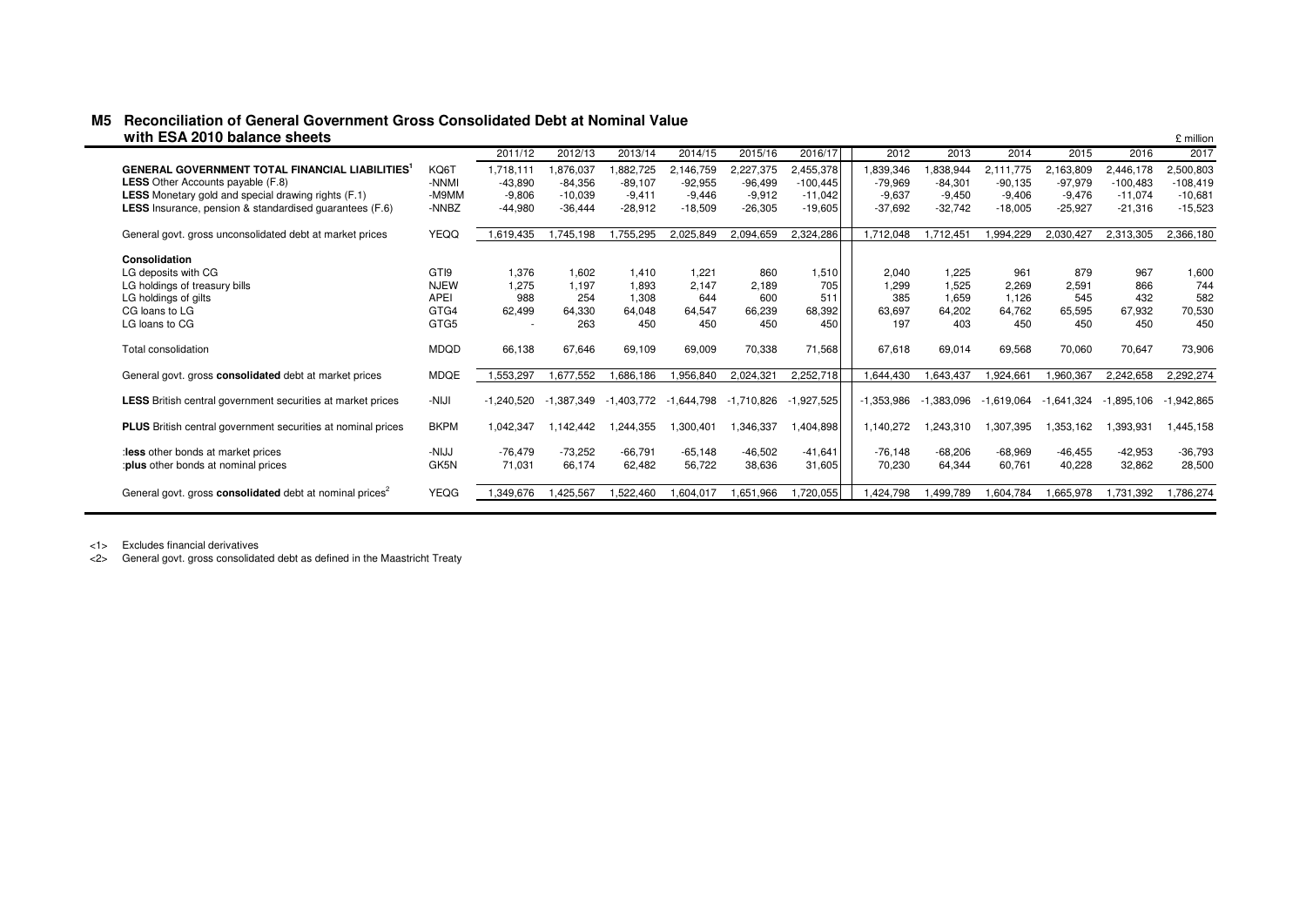## M5 Reconciliation of General Government Gross Consolidated Debt at Nominal Value with ESA 2010 balance sheets

£ million

| | | 2011/12 | 2012/13 | 2013/14 | 2014/15 | 2015/16 | 2016/17 | 2012 | 2013 | 2014 | 2015 | 2016 | 2017 |
|---|---|---|---|---|---|---|---|---|---|---|---|---|---|
| **GENERAL GOVERNMENT TOTAL FINANCIAL LIABILITIES**[1] | KQ6T | 1,718,111 | 1,876,037 | 1,882,725 | 2,146,759 | 2,227,375 | 2,455,378 | 1,839,346 | 1,838,944 | 2,111,775 | 2,163,809 | 2,446,178 | 2,500,803 |
| **LESS** Other Accounts payable (F.8) | -NNMI | -43,890 | -84,356 | -89,107 | -92,955 | -96,499 | -100,445 | -79,969 | -84,301 | -90,135 | -97,979 | -100,483 | -108,419 |
| **LESS** Monetary gold and special drawing rights (F.1) | -M9MM | -9,806 | -10,039 | -9,411 | -9,446 | -9,912 | -11,042 | -9,637 | -9,450 | -9,406 | -9,476 | -11,074 | -10,681 |
| **LESS** Insurance, pension & standardised guarantees (F.6) | -NNBZ | -44,980 | -36,444 | -28,912 | -18,509 | -26,305 | -19,605 | -37,692 | -32,742 | -18,005 | -25,927 | -21,316 | -15,523 |
| General govt. gross unconsolidated debt at market prices | YEQQ | 1,619,435 | 1,745,198 | 1,755,295 | 2,025,849 | 2,094,659 | 2,324,286 | 1,712,048 | 1,712,451 | 1,994,229 | 2,030,427 | 2,313,305 | 2,366,180 |
| **Consolidation** | | | | | | | | | | | | | |
| LG deposits with CG | GTI9 | 1,376 | 1,602 | 1,410 | 1,221 | 860 | 1,510 | 2,040 | 1,225 | 961 | 879 | 967 | 1,600 |
| LG holdings of treasury bills | NJEW | 1,275 | 1,197 | 1,893 | 2,147 | 2,189 | 705 | 1,299 | 1,525 | 2,269 | 2,591 | 866 | 744 |
| LG holdings of gilts | APEI | 988 | 254 | 1,308 | 644 | 600 | 511 | 385 | 1,659 | 1,126 | 545 | 432 | 582 |
| CG loans to LG | GTG4 | 62,499 | 64,330 | 64,048 | 64,547 | 66,239 | 68,392 | 63,697 | 64,202 | 64,762 | 65,595 | 67,932 | 70,530 |
| LG loans to CG | GTG5 | - | 263 | 450 | 450 | 450 | 450 | 197 | 403 | 450 | 450 | 450 | 450 |
| Total consolidation | MDQD | 66,138 | 67,646 | 69,109 | 69,009 | 70,338 | 71,568 | 67,618 | 69,014 | 69,568 | 70,060 | 70,647 | 73,906 |
| General govt. gross **consolidated** debt at market prices | MDQE | 1,553,297 | 1,677,552 | 1,686,186 | 1,956,840 | 2,024,321 | 2,252,718 | 1,644,430 | 1,643,437 | 1,924,661 | 1,960,367 | 2,242,658 | 2,292,274 |
| **LESS** British central government securities at market prices | -NIJI | -1,240,520 | -1,387,349 | -1,403,772 | -1,644,798 | -1,710,826 | -1,927,525 | -1,353,986 | -1,383,096 | -1,619,064 | -1,641,324 | -1,895,106 | -1,942,865 |
| **PLUS** British central government securities at nominal prices | BKPM | 1,042,347 | 1,142,442 | 1,244,355 | 1,300,401 | 1,346,337 | 1,404,898 | 1,140,272 | 1,243,310 | 1,307,395 | 1,353,162 | 1,393,931 | 1,445,158 |
| :**less** other bonds at market prices | -NIJJ | -76,479 | -73,252 | -66,791 | -65,148 | -46,502 | -41,641 | -76,148 | -68,206 | -68,969 | -46,455 | -42,953 | -36,793 |
| :**plus** other bonds at nominal prices | GK5N | 71,031 | 66,174 | 62,482 | 56,722 | 38,636 | 31,605 | 70,230 | 64,344 | 60,761 | 40,228 | 32,862 | 28,500 |
| General govt. gross **consolidated** debt at nominal prices[2] | YEQG | 1,349,676 | 1,425,567 | 1,522,460 | 1,604,017 | 1,651,966 | 1,720,055 | 1,424,798 | 1,499,789 | 1,604,784 | 1,665,978 | 1,731,392 | 1,786,274 |

<1> Excludes financial derivatives

<2> General govt. gross consolidated debt as defined in the Maastricht Treaty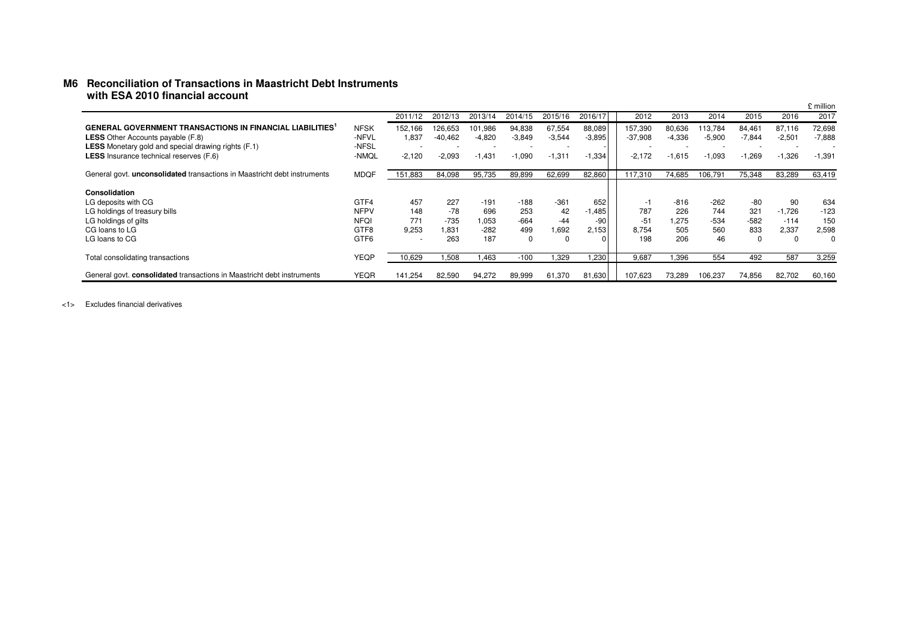## M6 Reconciliation of Transactions in Maastricht Debt Instruments with ESA 2010 financial account

£ million

| | | 2011/12 | 2012/13 | 2013/14 | 2014/15 | 2015/16 | 2016/17 | 2012 | 2013 | 2014 | 2015 | 2016 | 2017 |
|---|---|---|---|---|---|---|---|---|---|---|---|---|---|
| **GENERAL GOVERNMENT TRANSACTIONS IN FINANCIAL LIABILITIES**[1] | NFSK | 152,166 | 126,653 | 101,986 | 94,838 | 67,554 | 88,089 | 157,390 | 80,636 | 113,784 | 84,461 | 87,116 | 72,698 |
| **LESS** Other Accounts payable (F.8) | -NFVL | 1,837 | -40,462 | -4,820 | -3,849 | -3,544 | -3,895 | -37,908 | -4,336 | -5,900 | -7,844 | -2,501 | -7,888 |
| **LESS** Monetary gold and special drawing rights (F.1) | -NFSL | - | - | - | - | - | - | - | - | - | - | - | - |
| **LESS** Insurance technical reserves (F.6) | -NMQL | -2,120 | -2,093 | -1,431 | -1,090 | -1,311 | -1,334 | -2,172 | -1,615 | -1,093 | -1,269 | -1,326 | -1,391 |
| General govt. **unconsolidated** transactions in Maastricht debt instruments | MDQF | 151,883 | 84,098 | 95,735 | 89,899 | 62,699 | 82,860 | 117,310 | 74,685 | 106,791 | 75,348 | 83,289 | 63,419 |
| **Consolidation** | | | | | | | | | | | | | |
| LG deposits with CG | GTF4 | 457 | 227 | -191 | -188 | -361 | 652 | -1 | -816 | -262 | -80 | 90 | 634 |
| LG holdings of treasury bills | NFPV | 148 | -78 | 696 | 253 | 42 | -1,485 | 787 | 226 | 744 | 321 | -1,726 | -123 |
| LG holdings of gilts | NFQI | 771 | -735 | 1,053 | -664 | -44 | -90 | -51 | 1,275 | -534 | -582 | -114 | 150 |
| CG loans to LG | GTF8 | 9,253 | 1,831 | -282 | 499 | 1,692 | 2,153 | 8,754 | 505 | 560 | 833 | 2,337 | 2,598 |
| LG loans to CG | GTF6 | - | 263 | 187 | 0 | 0 | 0 | 198 | 206 | 46 | 0 | 0 | 0 |
| Total consolidating transactions | YEQP | 10,629 | 1,508 | 1,463 | -100 | 1,329 | 1,230 | 9,687 | 1,396 | 554 | 492 | 587 | 3,259 |
| General govt. **consolidated** transactions in Maastricht debt instruments | YEQR | 141,254 | 82,590 | 94,272 | 89,999 | 61,370 | 81,630 | 107,623 | 73,289 | 106,237 | 74,856 | 82,702 | 60,160 |

<1> Excludes financial derivatives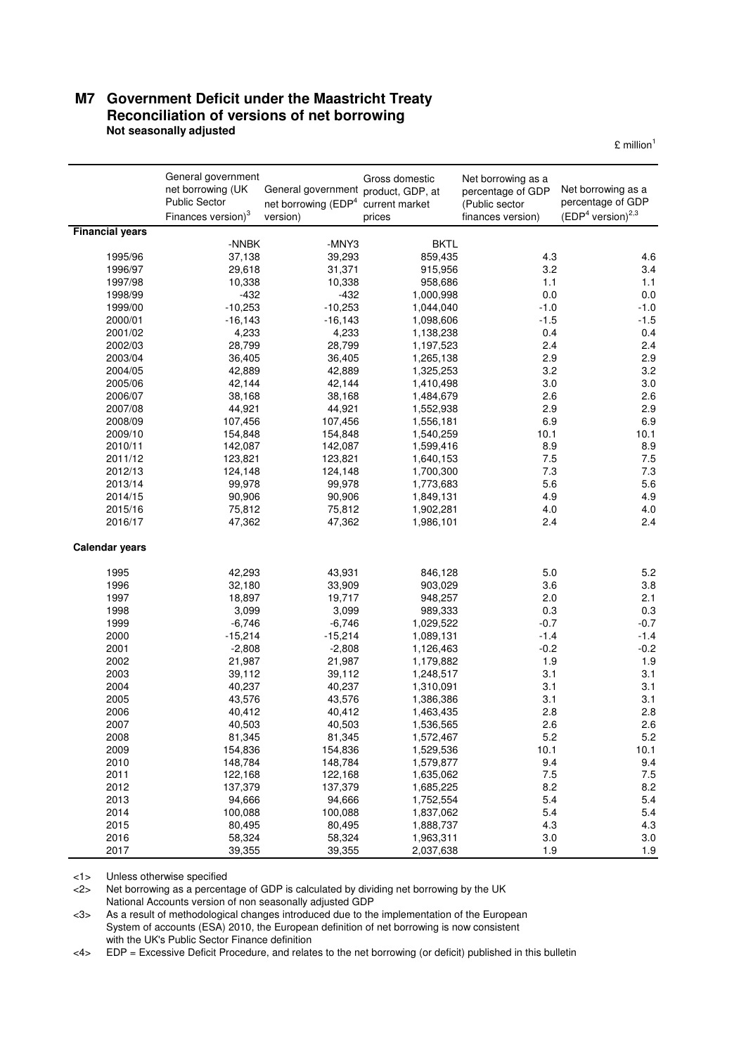## M7 Government Deficit under the Maastricht Treaty
### Reconciliation of versions of net borrowing
**Not seasonally adjusted**

£ million[1]

| | General government net borrowing (UK Public Sector Finances version)[3] | General government net borrowing (EDP[4] version) | Gross domestic product, GDP, at current market prices | Net borrowing as a percentage of GDP (Public sector finances version) | Net borrowing as a percentage of GDP (EDP[4] version)[2,3] |
|---|---|---|---|---|---|
| **Financial years** | | | | | |
| | -NNBK | -MNY3 | BKTL | | |
| 1995/96 | 37,138 | 39,293 | 859,435 | 4.3 | 4.6 |
| 1996/97 | 29,618 | 31,371 | 915,956 | 3.2 | 3.4 |
| 1997/98 | 10,338 | 10,338 | 958,686 | 1.1 | 1.1 |
| 1998/99 | -432 | -432 | 1,000,998 | 0.0 | 0.0 |
| 1999/00 | -10,253 | -10,253 | 1,044,040 | -1.0 | -1.0 |
| 2000/01 | -16,143 | -16,143 | 1,098,606 | -1.5 | -1.5 |
| 2001/02 | 4,233 | 4,233 | 1,138,238 | 0.4 | 0.4 |
| 2002/03 | 28,799 | 28,799 | 1,197,523 | 2.4 | 2.4 |
| 2003/04 | 36,405 | 36,405 | 1,265,138 | 2.9 | 2.9 |
| 2004/05 | 42,889 | 42,889 | 1,325,253 | 3.2 | 3.2 |
| 2005/06 | 42,144 | 42,144 | 1,410,498 | 3.0 | 3.0 |
| 2006/07 | 38,168 | 38,168 | 1,484,679 | 2.6 | 2.6 |
| 2007/08 | 44,921 | 44,921 | 1,552,938 | 2.9 | 2.9 |
| 2008/09 | 107,456 | 107,456 | 1,556,181 | 6.9 | 6.9 |
| 2009/10 | 154,848 | 154,848 | 1,540,259 | 10.1 | 10.1 |
| 2010/11 | 142,087 | 142,087 | 1,599,416 | 8.9 | 8.9 |
| 2011/12 | 123,821 | 123,821 | 1,640,153 | 7.5 | 7.5 |
| 2012/13 | 124,148 | 124,148 | 1,700,300 | 7.3 | 7.3 |
| 2013/14 | 99,978 | 99,978 | 1,773,683 | 5.6 | 5.6 |
| 2014/15 | 90,906 | 90,906 | 1,849,131 | 4.9 | 4.9 |
| 2015/16 | 75,812 | 75,812 | 1,902,281 | 4.0 | 4.0 |
| 2016/17 | 47,362 | 47,362 | 1,986,101 | 2.4 | 2.4 |
| **Calendar years** | | | | | |
| 1995 | 42,293 | 43,931 | 846,128 | 5.0 | 5.2 |
| 1996 | 32,180 | 33,909 | 903,029 | 3.6 | 3.8 |
| 1997 | 18,897 | 19,717 | 948,257 | 2.0 | 2.1 |
| 1998 | 3,099 | 3,099 | 989,333 | 0.3 | 0.3 |
| 1999 | -6,746 | -6,746 | 1,029,522 | -0.7 | -0.7 |
| 2000 | -15,214 | -15,214 | 1,089,131 | -1.4 | -1.4 |
| 2001 | -2,808 | -2,808 | 1,126,463 | -0.2 | -0.2 |
| 2002 | 21,987 | 21,987 | 1,179,882 | 1.9 | 1.9 |
| 2003 | 39,112 | 39,112 | 1,248,517 | 3.1 | 3.1 |
| 2004 | 40,237 | 40,237 | 1,310,091 | 3.1 | 3.1 |
| 2005 | 43,576 | 43,576 | 1,386,386 | 3.1 | 3.1 |
| 2006 | 40,412 | 40,412 | 1,463,435 | 2.8 | 2.8 |
| 2007 | 40,503 | 40,503 | 1,536,565 | 2.6 | 2.6 |
| 2008 | 81,345 | 81,345 | 1,572,467 | 5.2 | 5.2 |
| 2009 | 154,836 | 154,836 | 1,529,536 | 10.1 | 10.1 |
| 2010 | 148,784 | 148,784 | 1,579,877 | 9.4 | 9.4 |
| 2011 | 122,168 | 122,168 | 1,635,062 | 7.5 | 7.5 |
| 2012 | 137,379 | 137,379 | 1,685,225 | 8.2 | 8.2 |
| 2013 | 94,666 | 94,666 | 1,752,554 | 5.4 | 5.4 |
| 2014 | 100,088 | 100,088 | 1,837,062 | 5.4 | 5.4 |
| 2015 | 80,495 | 80,495 | 1,888,737 | 4.3 | 4.3 |
| 2016 | 58,324 | 58,324 | 1,963,311 | 3.0 | 3.0 |
| 2017 | 39,355 | 39,355 | 2,037,638 | 1.9 | 1.9 |

<1> Unless otherwise specified

<2> Net borrowing as a percentage of GDP is calculated by dividing net borrowing by the UK National Accounts version of non seasonally adjusted GDP

<3> As a result of methodological changes introduced due to the implementation of the European System of accounts (ESA) 2010, the European definition of net borrowing is now consistent with the UK's Public Sector Finance definition

<4> EDP = Excessive Deficit Procedure, and relates to the net borrowing (or deficit) published in this bulletin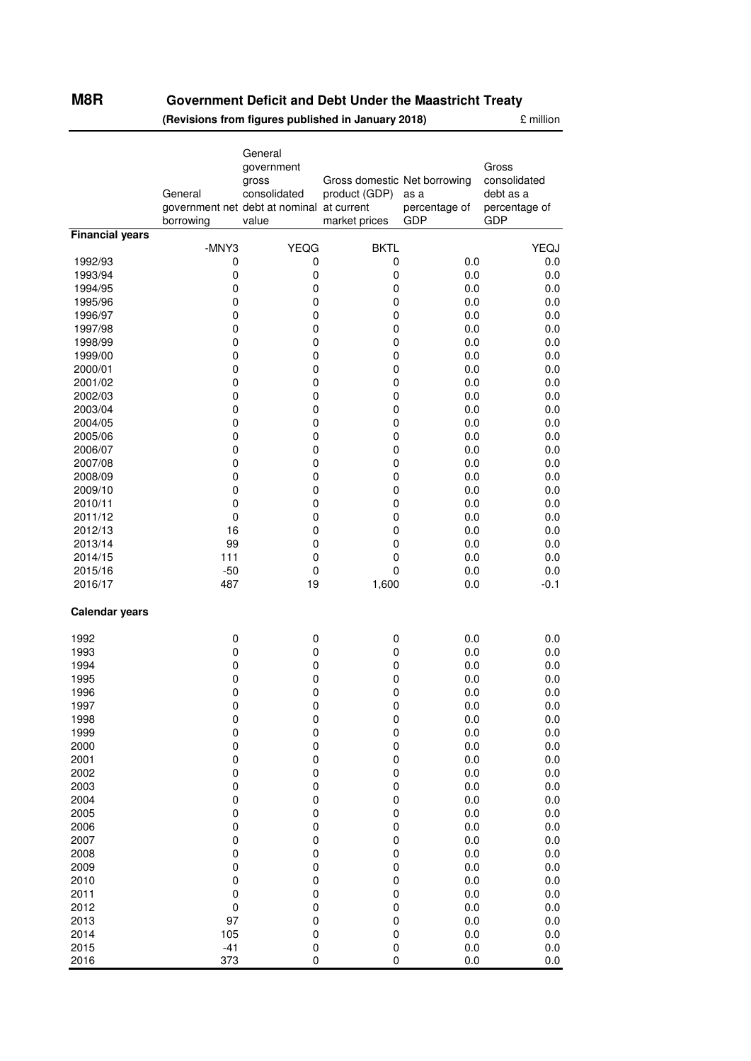**M8R** **Government Deficit and Debt Under the Maastricht Treaty**

**(Revisions from figures published in January 2018)** £ million

| | General government net borrowing | General government gross consolidated debt at nominal value | Gross domestic product (GDP) at current market prices | Net borrowing as a percentage of GDP | Gross consolidated debt as a percentage of GDP |
|---|---|---|---|---|---|
| **Financial years** | | | | | |
| | -MNY3 | YEQG | BKTL | | YEQJ |
| 1992/93 | 0 | 0 | 0 | 0.0 | 0.0 |
| 1993/94 | 0 | 0 | 0 | 0.0 | 0.0 |
| 1994/95 | 0 | 0 | 0 | 0.0 | 0.0 |
| 1995/96 | 0 | 0 | 0 | 0.0 | 0.0 |
| 1996/97 | 0 | 0 | 0 | 0.0 | 0.0 |
| 1997/98 | 0 | 0 | 0 | 0.0 | 0.0 |
| 1998/99 | 0 | 0 | 0 | 0.0 | 0.0 |
| 1999/00 | 0 | 0 | 0 | 0.0 | 0.0 |
| 2000/01 | 0 | 0 | 0 | 0.0 | 0.0 |
| 2001/02 | 0 | 0 | 0 | 0.0 | 0.0 |
| 2002/03 | 0 | 0 | 0 | 0.0 | 0.0 |
| 2003/04 | 0 | 0 | 0 | 0.0 | 0.0 |
| 2004/05 | 0 | 0 | 0 | 0.0 | 0.0 |
| 2005/06 | 0 | 0 | 0 | 0.0 | 0.0 |
| 2006/07 | 0 | 0 | 0 | 0.0 | 0.0 |
| 2007/08 | 0 | 0 | 0 | 0.0 | 0.0 |
| 2008/09 | 0 | 0 | 0 | 0.0 | 0.0 |
| 2009/10 | 0 | 0 | 0 | 0.0 | 0.0 |
| 2010/11 | 0 | 0 | 0 | 0.0 | 0.0 |
| 2011/12 | 0 | 0 | 0 | 0.0 | 0.0 |
| 2012/13 | 16 | 0 | 0 | 0.0 | 0.0 |
| 2013/14 | 99 | 0 | 0 | 0.0 | 0.0 |
| 2014/15 | 111 | 0 | 0 | 0.0 | 0.0 |
| 2015/16 | -50 | 0 | 0 | 0.0 | 0.0 |
| 2016/17 | 487 | 19 | 1,600 | 0.0 | -0.1 |
| **Calendar years** | | | | | |
| 1992 | 0 | 0 | 0 | 0.0 | 0.0 |
| 1993 | 0 | 0 | 0 | 0.0 | 0.0 |
| 1994 | 0 | 0 | 0 | 0.0 | 0.0 |
| 1995 | 0 | 0 | 0 | 0.0 | 0.0 |
| 1996 | 0 | 0 | 0 | 0.0 | 0.0 |
| 1997 | 0 | 0 | 0 | 0.0 | 0.0 |
| 1998 | 0 | 0 | 0 | 0.0 | 0.0 |
| 1999 | 0 | 0 | 0 | 0.0 | 0.0 |
| 2000 | 0 | 0 | 0 | 0.0 | 0.0 |
| 2001 | 0 | 0 | 0 | 0.0 | 0.0 |
| 2002 | 0 | 0 | 0 | 0.0 | 0.0 |
| 2003 | 0 | 0 | 0 | 0.0 | 0.0 |
| 2004 | 0 | 0 | 0 | 0.0 | 0.0 |
| 2005 | 0 | 0 | 0 | 0.0 | 0.0 |
| 2006 | 0 | 0 | 0 | 0.0 | 0.0 |
| 2007 | 0 | 0 | 0 | 0.0 | 0.0 |
| 2008 | 0 | 0 | 0 | 0.0 | 0.0 |
| 2009 | 0 | 0 | 0 | 0.0 | 0.0 |
| 2010 | 0 | 0 | 0 | 0.0 | 0.0 |
| 2011 | 0 | 0 | 0 | 0.0 | 0.0 |
| 2012 | 0 | 0 | 0 | 0.0 | 0.0 |
| 2013 | 97 | 0 | 0 | 0.0 | 0.0 |
| 2014 | 105 | 0 | 0 | 0.0 | 0.0 |
| 2015 | -41 | 0 | 0 | 0.0 | 0.0 |
| 2016 | 373 | 0 | 0 | 0.0 | 0.0 |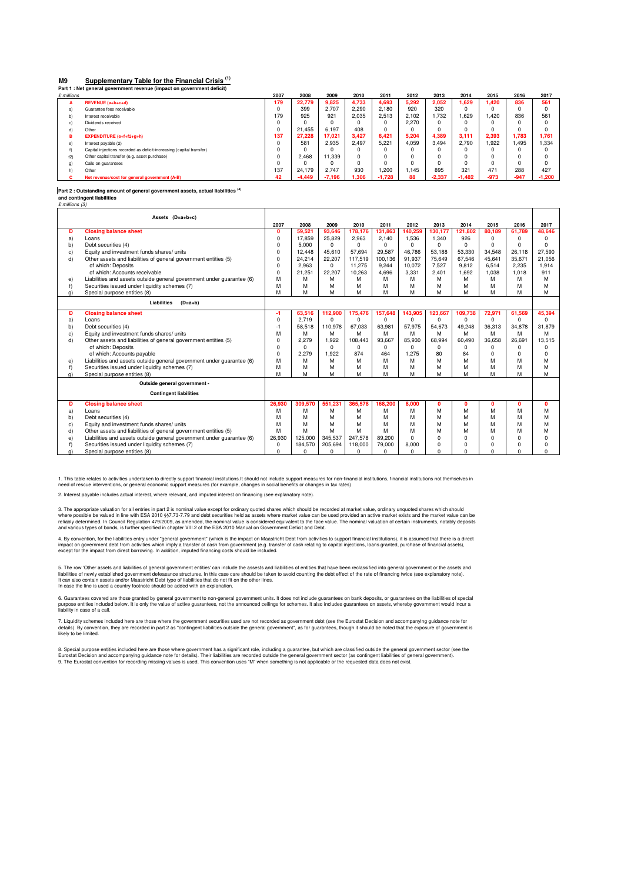## M9 Supplementary Table for the Financial Crisis [1]

**Part 1 : Net general government revenue (impact on government deficit)**

£ millions

| | | 2007 | 2008 | 2009 | 2010 | 2011 | 2012 | 2013 | 2014 | 2015 | 2016 | 2017 |
|---|---|---|---|---|---|---|---|---|---|---|---|---|
| **A** | **REVENUE (a+b+c+d)** | **179** | **22,779** | **9,825** | **4,733** | **4,693** | **5,292** | **2,052** | **1,629** | **1,420** | **836** | **561** |
| a) | Guarantee fees receivable | 0 | 399 | 2,707 | 2,290 | 2,180 | 920 | 320 | 0 | 0 | 0 | 0 |
| b) | Interest receivable | 179 | 925 | 921 | 2,035 | 2,513 | 2,102 | 1,732 | 1,629 | 1,420 | 836 | 561 |
| c) | Dividends received | 0 | 0 | 0 | 0 | 0 | 2,270 | 0 | 0 | 0 | 0 | 0 |
| d) | Other | 0 | 21,455 | 6,197 | 408 | 0 | 0 | 0 | 0 | 0 | 0 | 0 |
| **B** | **EXPENDITURE (e+f+f2+g+h)** | **137** | **27,228** | **17,021** | **3,427** | **6,421** | **5,204** | **4,389** | **3,111** | **2,393** | **1,783** | **1,761** |
| e) | Interest payable (2) | 0 | 581 | 2,935 | 2,497 | 5,221 | 4,059 | 3,494 | 2,790 | 1,922 | 1,495 | 1,334 |
| f) | Capital injections recorded as deficit-increasing (capital transfer) | 0 | 0 | 0 | 0 | 0 | 0 | 0 | 0 | 0 | 0 | 0 |
| f2) | Other capital transfer (e.g. asset purchase) | 0 | 2,468 | 11,339 | 0 | 0 | 0 | 0 | 0 | 0 | 0 | 0 |
| g) | Calls on guarantees | 0 | 0 | 0 | 0 | 0 | 0 | 0 | 0 | 0 | 0 | 0 |
| h) | Other | 137 | 24,179 | 2,747 | 930 | 1,200 | 1,145 | 895 | 321 | 471 | 288 | 427 |
| **C** | **Net revenue/cost for general government (A-B)** | **42** | **-4,449** | **-7,196** | **1,306** | **-1,728** | **88** | **-2,337** | **-1,482** | **-973** | **-947** | **-1,200** |

**Part 2 : Outstanding amount of general government assets, actual liabilities [4] and contingent liabilities**

£ millions (3)

| | **Assets (D=a+b+c)** | 2007 | 2008 | 2009 | 2010 | 2011 | 2012 | 2013 | 2014 | 2015 | 2016 | 2017 |
|---|---|---|---|---|---|---|---|---|---|---|---|---|
| **D** | **Closing balance sheet** | **0** | **59,521** | **93,646** | **178,176** | **131,863** | **140,259** | **130,177** | **121,802** | **80,189** | **61,789** | **48,646** |
| a) | Loans | 0 | 17,859 | 25,829 | 2,963 | 2,140 | 1,536 | 1,340 | 926 | 0 | 0 | 0 |
| b) | Debt securities (4) | 0 | 5,000 | 0 | 0 | 0 | 0 | 0 | 0 | 0 | 0 | 0 |
| c) | Equity and investment funds shares/ units | 0 | 12,448 | 45,610 | 57,694 | 29,587 | 46,786 | 53,188 | 53,330 | 34,548 | 26,118 | 27,590 |
| d) | Other assets and liabilities of general government entities (5) | 0 | 24,214 | 22,207 | 117,519 | 100,136 | 91,937 | 75,649 | 67,546 | 45,641 | 35,671 | 21,056 |
| | of which: Deposits | 0 | 2,963 | 0 | 11,275 | 9,244 | 10,072 | 7,527 | 9,812 | 6,514 | 2,235 | 1,914 |
| | of which: Accounts receivable | 0 | 21,251 | 22,207 | 10,263 | 4,696 | 3,331 | 2,401 | 1,692 | 1,038 | 1,018 | 911 |
| e) | Liabilities and assets outside general government under guarantee (6) | M | M | M | M | M | M | M | M | M | M | M |
| f) | Securities issued under liquidity schemes (7) | M | M | M | M | M | M | M | M | M | M | M |
| g) | Special purpose entities (8) | M | M | M | M | M | M | M | M | M | M | M |
| | **Liabilities (D=a+b)** | | | | | | | | | | | |
| **D** | **Closing balance sheet** | **-1** | **63,516** | **112,900** | **175,476** | **157,648** | **143,905** | **123,667** | **109,738** | **72,971** | **61,569** | **45,394** |
| a) | Loans | 0 | 2,719 | 0 | 0 | 0 | 0 | 0 | 0 | 0 | 0 | 0 |
| b) | Debt securities (4) | -1 | 58,518 | 110,978 | 67,033 | 63,981 | 57,975 | 54,673 | 49,248 | 36,313 | 34,878 | 31,879 |
| c) | Equity and investment funds shares/ units | M | M | M | M | M | M | M | M | M | M | M |
| d) | Other assets and liabilities of general government entities (5) | 0 | 2,279 | 1,922 | 108,443 | 93,667 | 85,930 | 68,994 | 60,490 | 36,658 | 26,691 | 13,515 |
| | of which: Deposits | 0 | 0 | 0 | 0 | 0 | 0 | 0 | 0 | 0 | 0 | 0 |
| | of which: Accounts payable | 0 | 2,279 | 1,922 | 874 | 464 | 1,275 | 80 | 84 | 0 | 0 | 0 |
| e) | Liabilities and assets outside general government under guarantee (6) | M | M | M | M | M | M | M | M | M | M | M |
| f) | Securities issued under liquidity schemes (7) | M | M | M | M | M | M | M | M | M | M | M |
| g) | Special purpose entities (8) | M | M | M | M | M | M | M | M | M | M | M |
| | **Outside general government - Contingent liabilities** | | | | | | | | | | | |
| **D** | **Closing balance sheet** | **26,930** | **309,570** | **551,231** | **365,578** | **168,200** | **8,000** | **0** | **0** | **0** | **0** | **0** |
| a) | Loans | M | M | M | M | M | M | M | M | M | M | M |
| b) | Debt securities (4) | M | M | M | M | M | M | M | M | M | M | M |
| c) | Equity and investment funds shares/ units | M | M | M | M | M | M | M | M | M | M | M |
| d) | Other assets and liabilities of general government entities (5) | M | M | M | M | M | M | M | M | M | M | M |
| e) | Liabilities and assets outside general government under guarantee (6) | 26,930 | 125,000 | 345,537 | 247,578 | 89,200 | 0 | 0 | 0 | 0 | 0 | 0 |
| f) | Securities issued under liquidity schemes (7) | 0 | 184,570 | 205,694 | 118,000 | 79,000 | 8,000 | 0 | 0 | 0 | 0 | 0 |
| g) | Special purpose entities (8) | 0 | 0 | 0 | 0 | 0 | 0 | 0 | 0 | 0 | 0 | 0 |

1. This table relates to activities undertaken to directly support financial institutions.It should not include support measures for non-financial institutions, financial institutions not themselves in need of rescue interventions, or general economic support measures (for example, changes in social benefits or changes in tax rates)

2. Interest payable includes actual interest, where relevant, and imputed interest on financing (see explanatory note).

3. The appropriate valuation for all entries in part 2 is nominal value except for ordinary quoted shares which should be recorded at market value, ordinary unquoted shares which should where possible be valued in line with ESA 2010 §§7.73-7.79 and debt securities held as assets where market value can be used provided an active market exists and the market value can be reliably determined. In Council Regulation 479/2009, as amended, the nominal value is considered equivalent to the face value. The nominal valuation of certain instruments, notably deposits and various types of bonds, is further specified in chapter VIII.2 of the ESA 2010 Manual on Government Deficit and Debt.

4. By convention, for the liabilities entry under "general government" (which is the impact on Maastricht Debt from activities to support financial institutions), it is assumed that there is a direct impact on government debt from activities which imply a transfer of cash from government (e.g. transfer of cash relating to capital injections, loans granted, purchase of financial assets), except for the impact from direct borrowing. In addition, imputed financing costs should be included.

5. The row 'Other assets and liabilities of general government entities' can include the assets and liabilities of entities that have been reclassified into general government or the assets and liabilities of newly established government defeasance structures. In this case care should be taken to avoid counting the debt effect of the rate of financing twice (see explanatory note). It can also contain assets and/or Maastricht Debt type of liabilities that do not fit on the other lines. In case the line is used a country footnote should be added with an explanation.

6. Guarantees covered are those granted by general government to non-general government units. It does not include guarantees on bank deposits, or guarantees on the liabilities of special purpose entities included below. It is only the value of active guarantees, not the announced ceilings for schemes. It also includes guarantees on assets, whereby government would incur a liability in case of a call.

7. Liquidity schemes included here are those where the government securities used are not recorded as government debt (see the Eurostat Decision and accompanying guidance note for details). By convention, they are recorded in part 2 as "contingent liabilities outside the general government", as for guarantees, though it should be noted that the exposure of government is likely to be limited.

8. Special purpose entities included here are those where government has a significant role, including a guarantee, but which are classified outside the general government sector (see the Eurostat Decision and accompanying guidance note for details). Their liabilities are recorded outside the general government sector (as contingent liabilities of general government).

9. The Eurostat convention for recording missing values is used. This convention uses "M" when something is not applicable or the requested data does not exist.